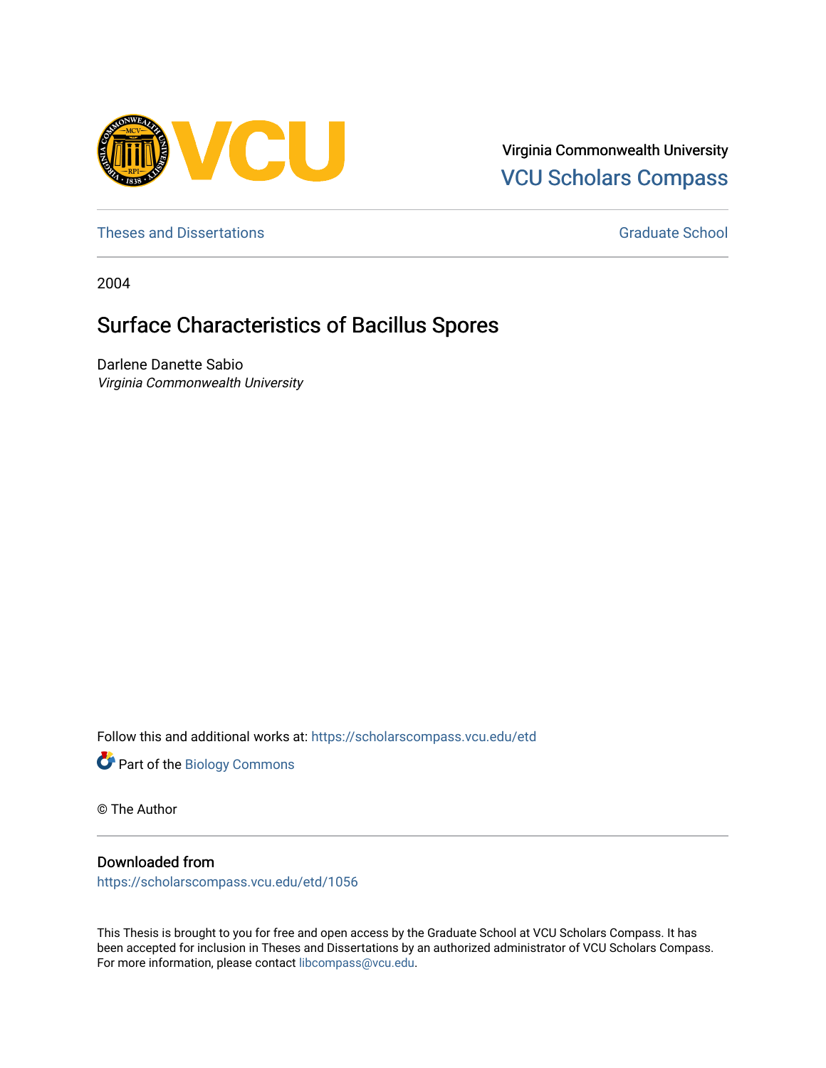Virginia Commonwealth University
VCU Scholars Compass

Theses and Dissertations | Graduate School

2004

# Surface Characteristics of Bacillus Spores

Darlene Danette Sabio
*Virginia Commonwealth University*

Follow this and additional works at: https://scholarscompass.vcu.edu/etd

Part of the Biology Commons

© The Author

## Downloaded from

https://scholarscompass.vcu.edu/etd/1056

This Thesis is brought to you for free and open access by the Graduate School at VCU Scholars Compass. It has been accepted for inclusion in Theses and Dissertations by an authorized administrator of VCU Scholars Compass. For more information, please contact libcompass@vcu.edu.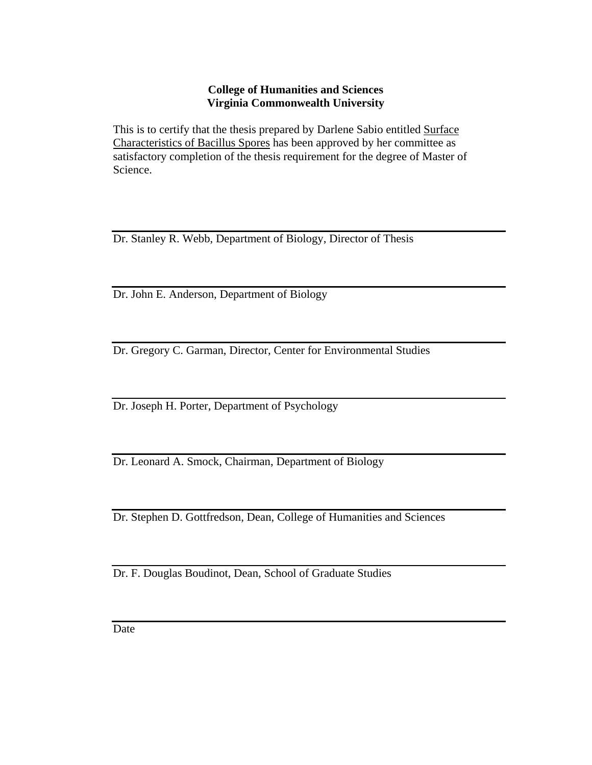**College of Humanities and Sciences**
**Virginia Commonwealth University**

This is to certify that the thesis prepared by Darlene Sabio entitled Surface Characteristics of Bacillus Spores has been approved by her committee as satisfactory completion of the thesis requirement for the degree of Master of Science.

---

Dr. Stanley R. Webb, Department of Biology, Director of Thesis

---

Dr. John E. Anderson, Department of Biology

---

Dr. Gregory C. Garman, Director, Center for Environmental Studies

---

Dr. Joseph H. Porter, Department of Psychology

---

Dr. Leonard A. Smock, Chairman, Department of Biology

---

Dr. Stephen D. Gottfredson, Dean, College of Humanities and Sciences

---

Dr. F. Douglas Boudinot, Dean, School of Graduate Studies

---

Date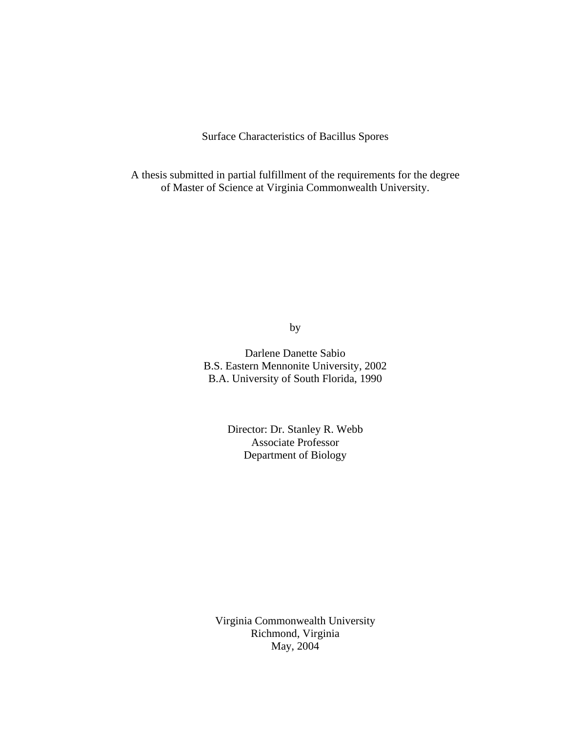# Surface Characteristics of Bacillus Spores

A thesis submitted in partial fulfillment of the requirements for the degree of Master of Science at Virginia Commonwealth University.

by

Darlene Danette Sabio
B.S. Eastern Mennonite University, 2002
B.A. University of South Florida, 1990

Director: Dr. Stanley R. Webb
Associate Professor
Department of Biology

Virginia Commonwealth University
Richmond, Virginia
May, 2004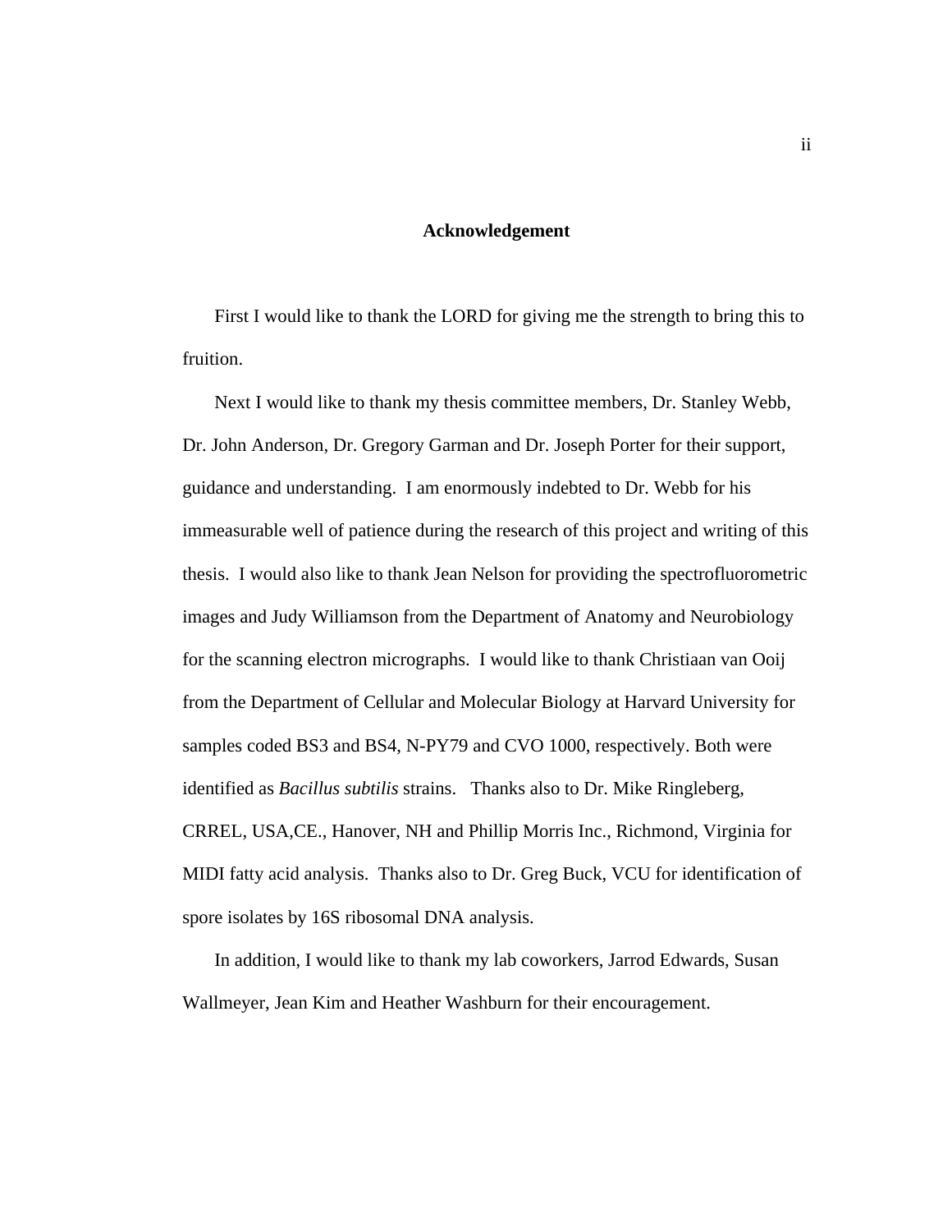# Acknowledgement

First I would like to thank the LORD for giving me the strength to bring this to fruition.

Next I would like to thank my thesis committee members, Dr. Stanley Webb, Dr. John Anderson, Dr. Gregory Garman and Dr. Joseph Porter for their support, guidance and understanding. I am enormously indebted to Dr. Webb for his immeasurable well of patience during the research of this project and writing of this thesis. I would also like to thank Jean Nelson for providing the spectrofluorometric images and Judy Williamson from the Department of Anatomy and Neurobiology for the scanning electron micrographs. I would like to thank Christiaan van Ooij from the Department of Cellular and Molecular Biology at Harvard University for samples coded BS3 and BS4, N-PY79 and CVO 1000, respectively. Both were identified as *Bacillus subtilis* strains. Thanks also to Dr. Mike Ringleberg, CRREL, USA,CE., Hanover, NH and Phillip Morris Inc., Richmond, Virginia for MIDI fatty acid analysis. Thanks also to Dr. Greg Buck, VCU for identification of spore isolates by 16S ribosomal DNA analysis.

In addition, I would like to thank my lab coworkers, Jarrod Edwards, Susan Wallmeyer, Jean Kim and Heather Washburn for their encouragement.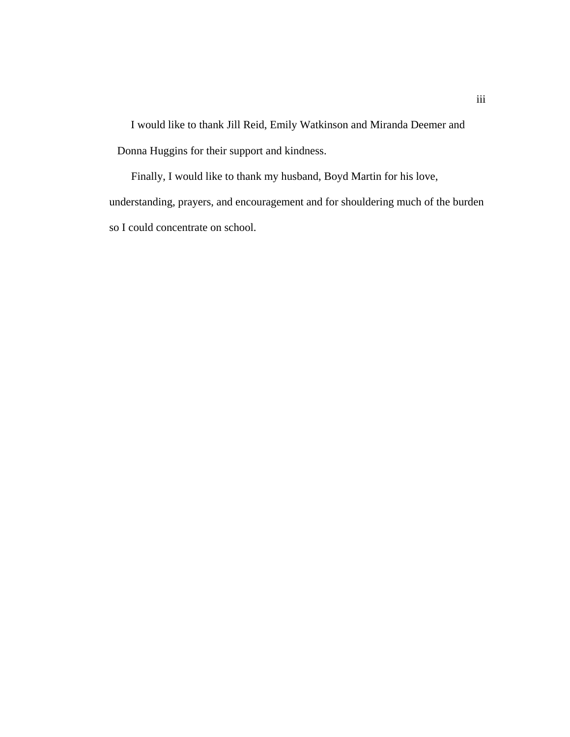I would like to thank Jill Reid, Emily Watkinson and Miranda Deemer and Donna Huggins for their support and kindness.

Finally, I would like to thank my husband, Boyd Martin for his love, understanding, prayers, and encouragement and for shouldering much of the burden so I could concentrate on school.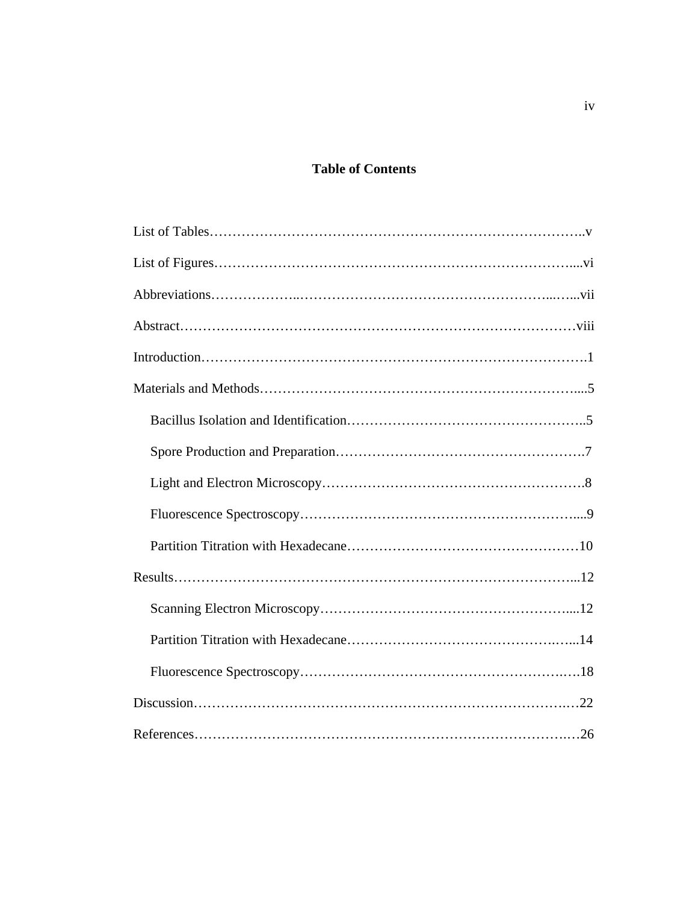# Table of Contents

List of Tables…………………………………………………………………………..v

List of Figures…………………………………………………………………….....vi

Abbreviations………………..…………………………………………………...…...vii

Abstract……………………………………………………………………………viii

Introduction………………………………………………………………………….1

Materials and Methods…………………………………………………………….....5

- Bacillus Isolation and Identification……………………………………………..5
- Spore Production and Preparation……………………………………………….7
- Light and Electron Microscopy………………………………………………….8
- Fluorescence Spectroscopy……………………………………………………....9
- Partition Titration with Hexadecane……………………………………………10

Results……………………………………………………………………………...12

- Scanning Electron Microscopy………………………………………………....12
- Partition Titration with Hexadecane…………………………………….…...14
- Fluorescence Spectroscopy…………………………………………………….18

Discussion………………………………………………………………………….22

References………………………………………………………………………….26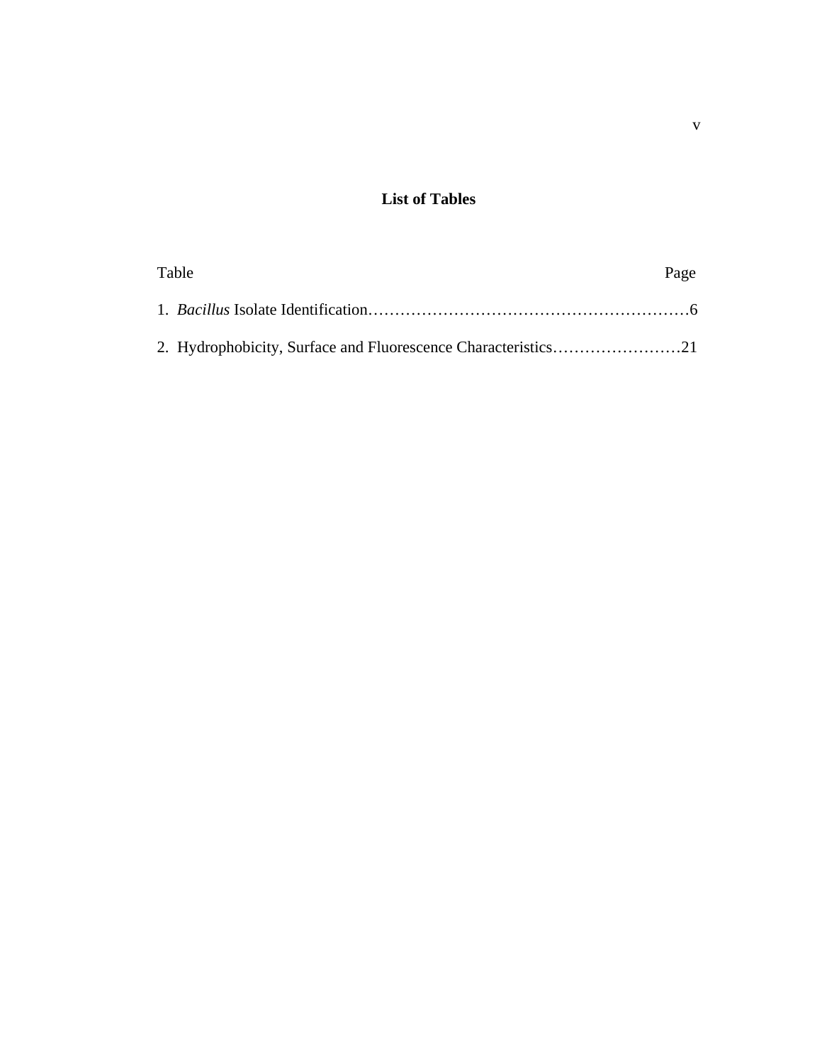# List of Tables

Table | Page

1. *Bacillus* Isolate Identification……………………………………………………6
2. Hydrophobicity, Surface and Fluorescence Characteristics……………………21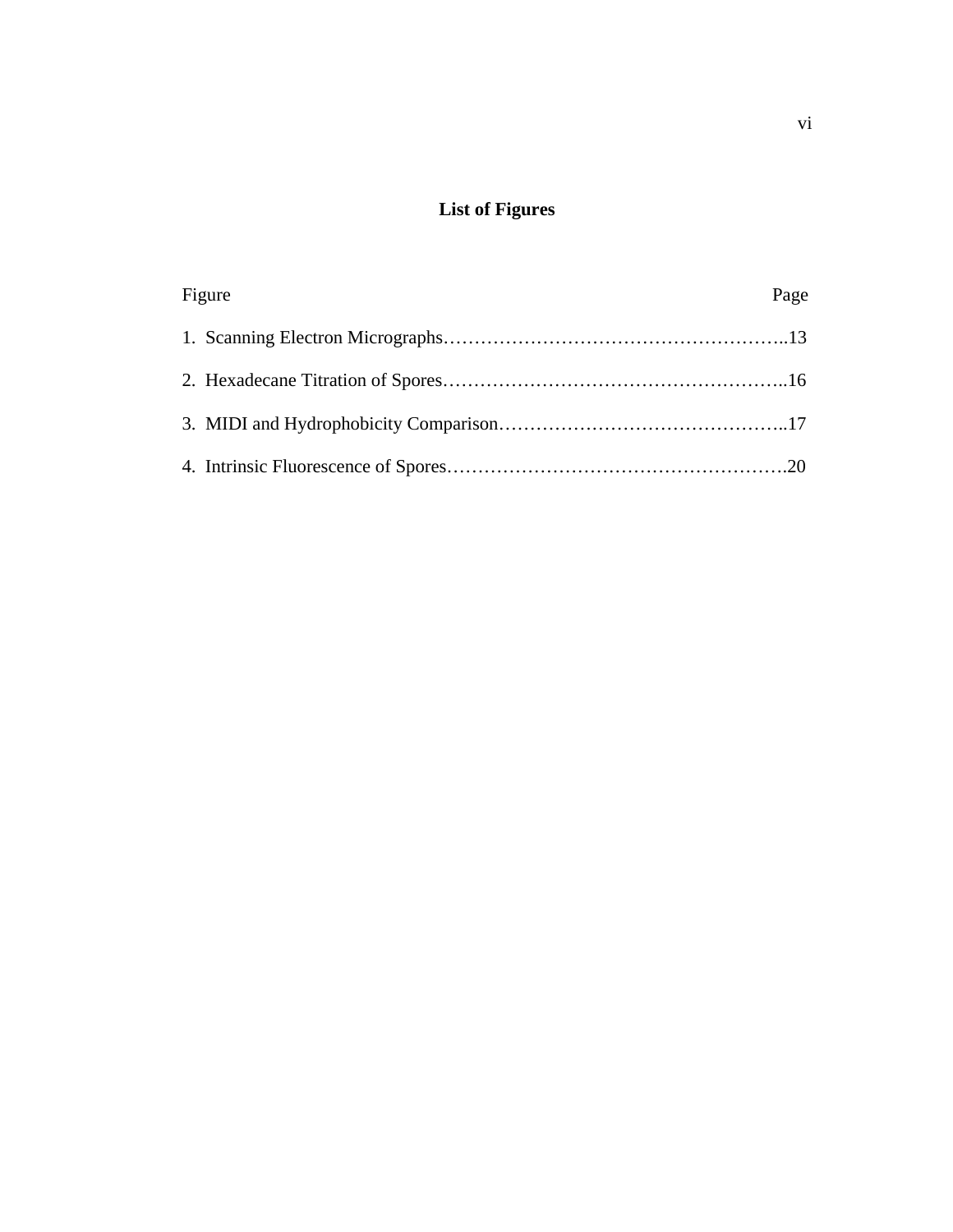# List of Figures

| Figure | Page |
| --- | --- |
| 1. Scanning Electron Micrographs | 13 |
| 2. Hexadecane Titration of Spores | 16 |
| 3. MIDI and Hydrophobicity Comparison | 17 |
| 4. Intrinsic Fluorescence of Spores | 20 |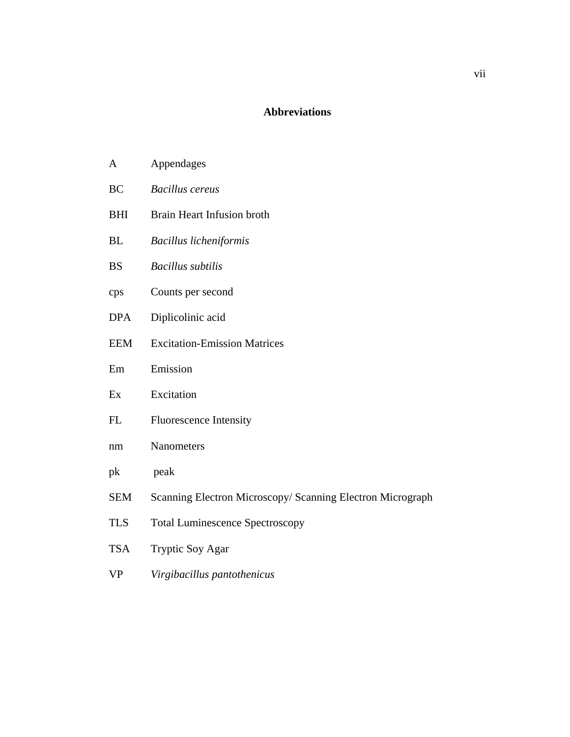## Abbreviations

| | |
|---|---|
| A | Appendages |
| BC | *Bacillus cereus* |
| BHI | Brain Heart Infusion broth |
| BL | *Bacillus licheniformis* |
| BS | *Bacillus subtilis* |
| cps | Counts per second |
| DPA | Diplicolinic acid |
| EEM | Excitation-Emission Matrices |
| Em | Emission |
| Ex | Excitation |
| FL | Fluorescence Intensity |
| nm | Nanometers |
| pk | peak |
| SEM | Scanning Electron Microscopy/ Scanning Electron Micrograph |
| TLS | Total Luminescence Spectroscopy |
| TSA | Tryptic Soy Agar |
| VP | *Virgibacillus pantothenicus* |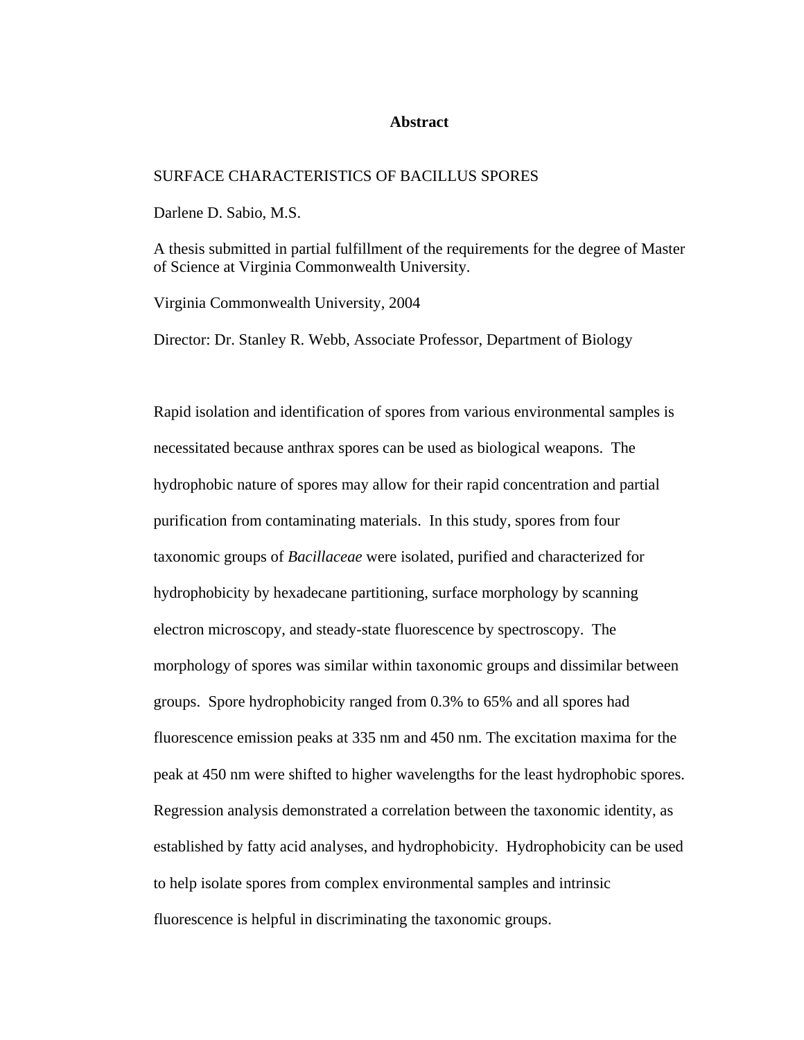# Abstract

SURFACE CHARACTERISTICS OF BACILLUS SPORES

Darlene D. Sabio, M.S.

A thesis submitted in partial fulfillment of the requirements for the degree of Master of Science at Virginia Commonwealth University.

Virginia Commonwealth University, 2004

Director: Dr. Stanley R. Webb, Associate Professor, Department of Biology

Rapid isolation and identification of spores from various environmental samples is necessitated because anthrax spores can be used as biological weapons. The hydrophobic nature of spores may allow for their rapid concentration and partial purification from contaminating materials. In this study, spores from four taxonomic groups of *Bacillaceae* were isolated, purified and characterized for hydrophobicity by hexadecane partitioning, surface morphology by scanning electron microscopy, and steady-state fluorescence by spectroscopy. The morphology of spores was similar within taxonomic groups and dissimilar between groups. Spore hydrophobicity ranged from 0.3% to 65% and all spores had fluorescence emission peaks at 335 nm and 450 nm. The excitation maxima for the peak at 450 nm were shifted to higher wavelengths for the least hydrophobic spores. Regression analysis demonstrated a correlation between the taxonomic identity, as established by fatty acid analyses, and hydrophobicity. Hydrophobicity can be used to help isolate spores from complex environmental samples and intrinsic fluorescence is helpful in discriminating the taxonomic groups.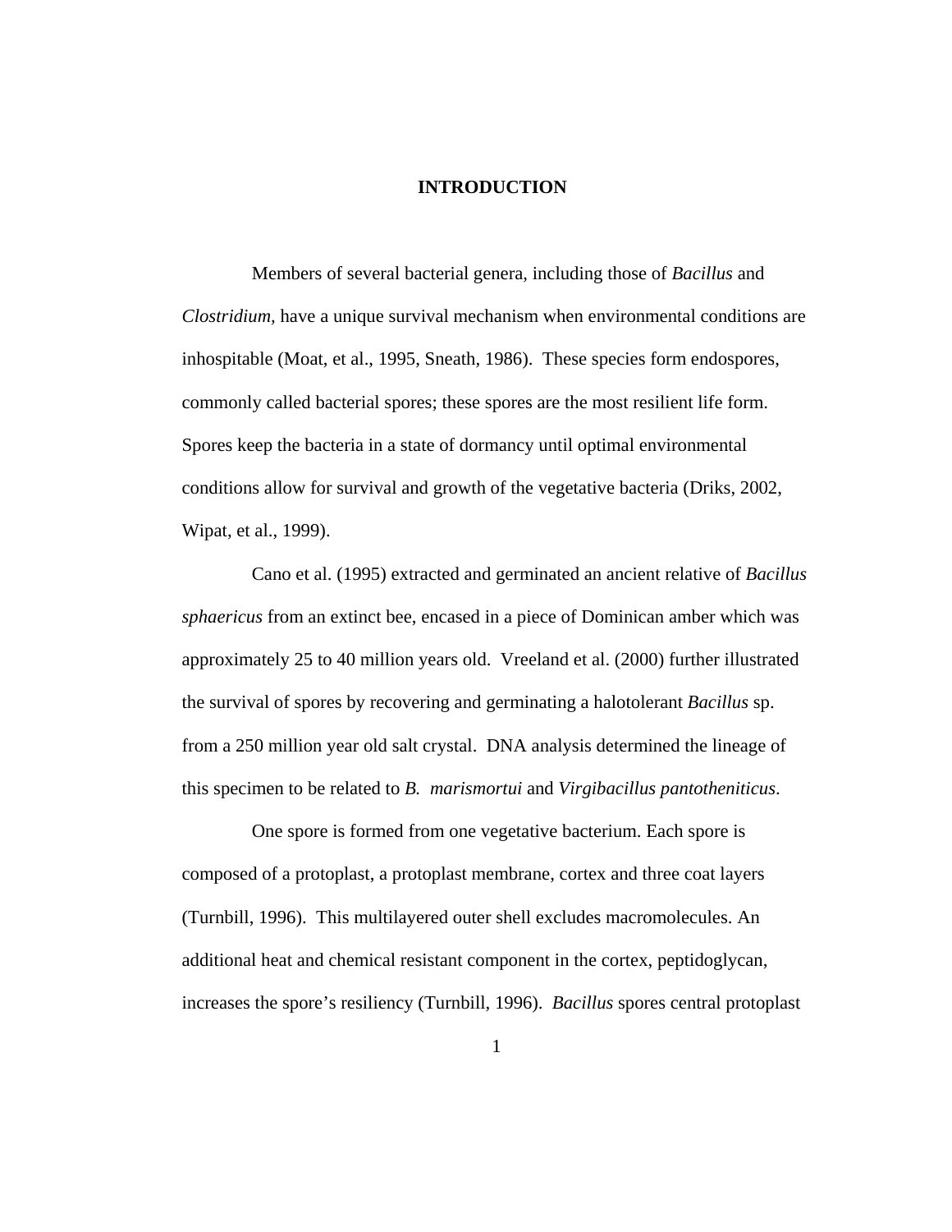# INTRODUCTION

Members of several bacterial genera, including those of *Bacillus* and *Clostridium,* have a unique survival mechanism when environmental conditions are inhospitable (Moat, et al., 1995, Sneath, 1986). These species form endospores, commonly called bacterial spores; these spores are the most resilient life form. Spores keep the bacteria in a state of dormancy until optimal environmental conditions allow for survival and growth of the vegetative bacteria (Driks, 2002, Wipat, et al., 1999).

Cano et al. (1995) extracted and germinated an ancient relative of *Bacillus sphaericus* from an extinct bee, encased in a piece of Dominican amber which was approximately 25 to 40 million years old. Vreeland et al. (2000) further illustrated the survival of spores by recovering and germinating a halotolerant *Bacillus* sp. from a 250 million year old salt crystal. DNA analysis determined the lineage of this specimen to be related to *B. marismortui* and *Virgibacillus pantotheniticus*.

One spore is formed from one vegetative bacterium. Each spore is composed of a protoplast, a protoplast membrane, cortex and three coat layers (Turnbill, 1996). This multilayered outer shell excludes macromolecules. An additional heat and chemical resistant component in the cortex, peptidoglycan, increases the spore's resiliency (Turnbill, 1996). *Bacillus* spores central protoplast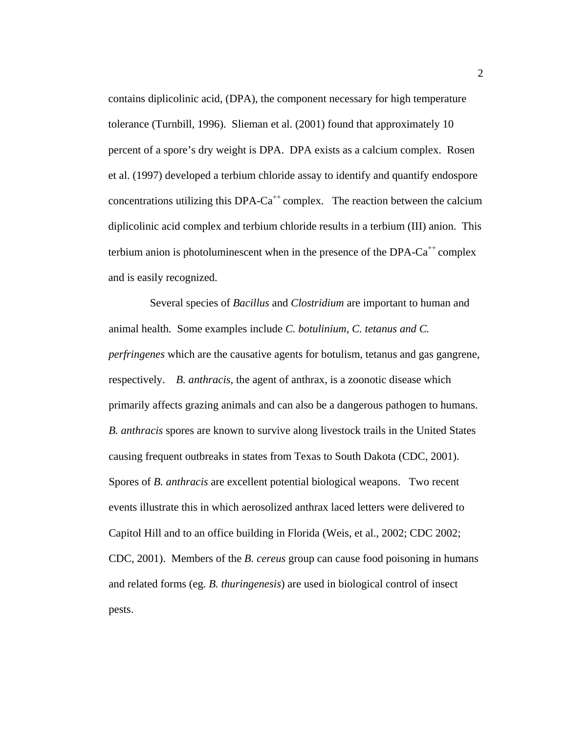contains diplicolinic acid, (DPA), the component necessary for high temperature tolerance (Turnbill, 1996). Slieman et al. (2001) found that approximately 10 percent of a spore's dry weight is DPA. DPA exists as a calcium complex. Rosen et al. (1997) developed a terbium chloride assay to identify and quantify endospore concentrations utilizing this DPA-$Ca^{++}$ complex. The reaction between the calcium diplicolinic acid complex and terbium chloride results in a terbium (III) anion. This terbium anion is photoluminescent when in the presence of the DPA-$Ca^{++}$ complex and is easily recognized.

Several species of *Bacillus* and *Clostridium* are important to human and animal health. Some examples include *C. botulinium, C. tetanus and C. perfringenes* which are the causative agents for botulism, tetanus and gas gangrene, respectively. *B. anthracis*, the agent of anthrax, is a zoonotic disease which primarily affects grazing animals and can also be a dangerous pathogen to humans. *B. anthracis* spores are known to survive along livestock trails in the United States causing frequent outbreaks in states from Texas to South Dakota (CDC, 2001). Spores of *B. anthracis* are excellent potential biological weapons. Two recent events illustrate this in which aerosolized anthrax laced letters were delivered to Capitol Hill and to an office building in Florida (Weis, et al., 2002; CDC 2002; CDC, 2001). Members of the *B. cereus* group can cause food poisoning in humans and related forms (eg. *B. thuringenesis*) are used in biological control of insect pests.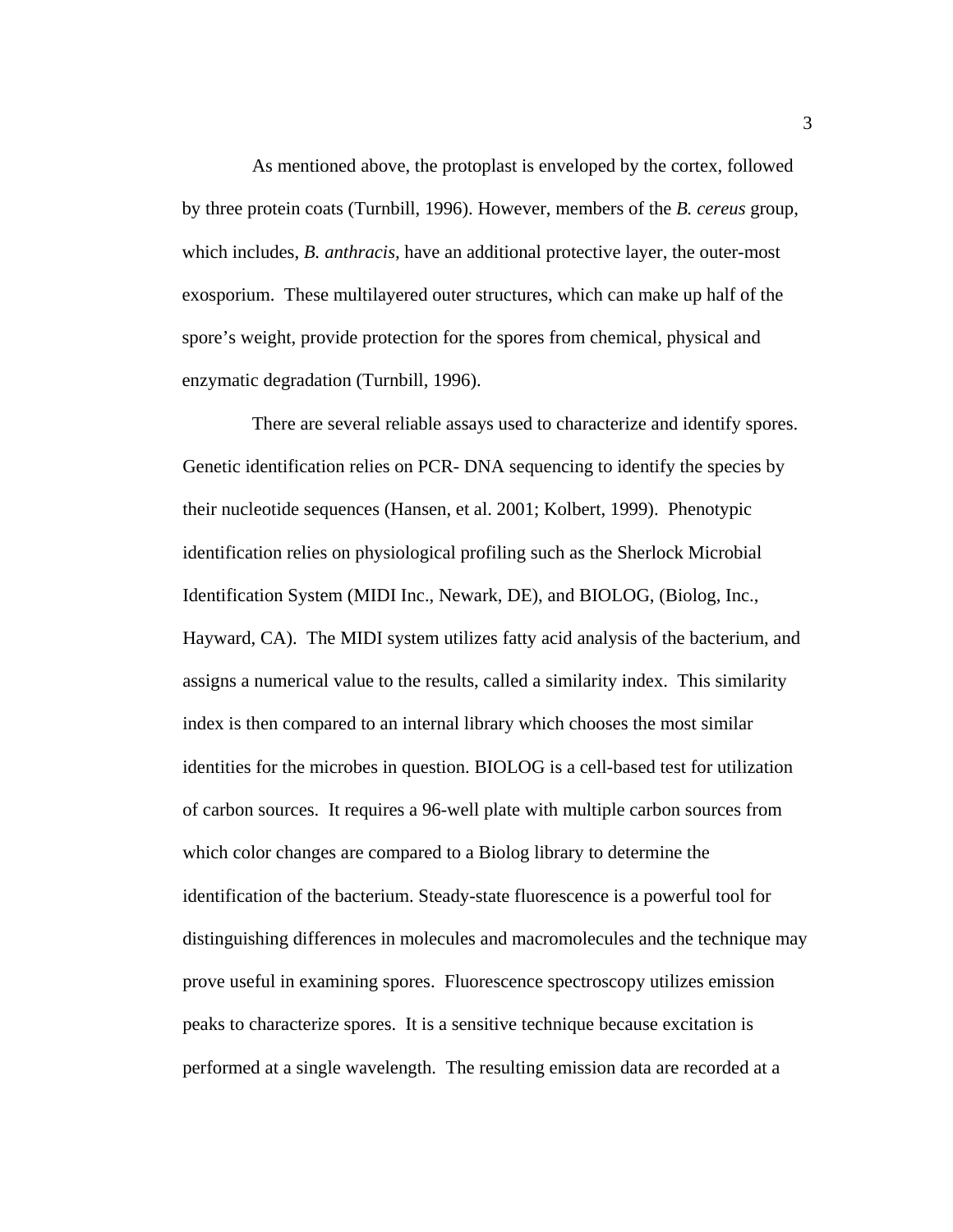As mentioned above, the protoplast is enveloped by the cortex, followed by three protein coats (Turnbill, 1996). However, members of the *B. cereus* group, which includes, *B. anthracis,* have an additional protective layer, the outer-most exosporium. These multilayered outer structures, which can make up half of the spore's weight, provide protection for the spores from chemical, physical and enzymatic degradation (Turnbill, 1996).

There are several reliable assays used to characterize and identify spores. Genetic identification relies on PCR- DNA sequencing to identify the species by their nucleotide sequences (Hansen, et al. 2001; Kolbert, 1999). Phenotypic identification relies on physiological profiling such as the Sherlock Microbial Identification System (MIDI Inc., Newark, DE), and BIOLOG, (Biolog, Inc., Hayward, CA). The MIDI system utilizes fatty acid analysis of the bacterium, and assigns a numerical value to the results, called a similarity index. This similarity index is then compared to an internal library which chooses the most similar identities for the microbes in question. BIOLOG is a cell-based test for utilization of carbon sources. It requires a 96-well plate with multiple carbon sources from which color changes are compared to a Biolog library to determine the identification of the bacterium. Steady-state fluorescence is a powerful tool for distinguishing differences in molecules and macromolecules and the technique may prove useful in examining spores. Fluorescence spectroscopy utilizes emission peaks to characterize spores. It is a sensitive technique because excitation is performed at a single wavelength. The resulting emission data are recorded at a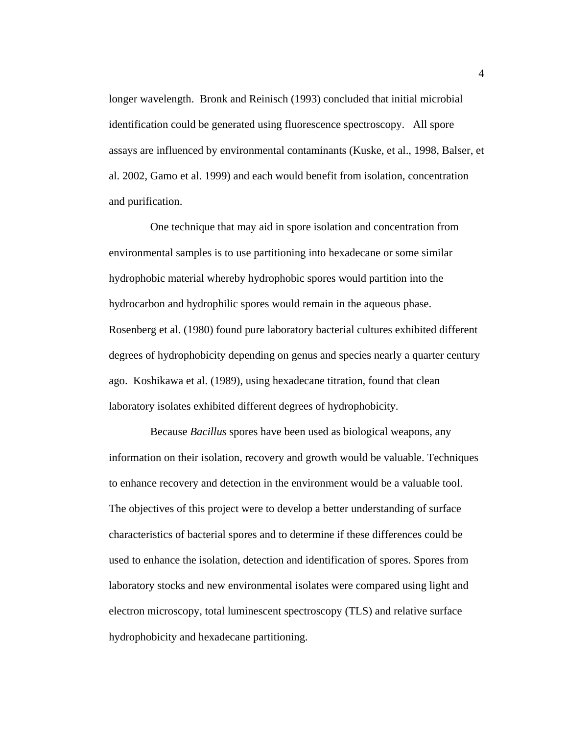longer wavelength. Bronk and Reinisch (1993) concluded that initial microbial identification could be generated using fluorescence spectroscopy. All spore assays are influenced by environmental contaminants (Kuske, et al., 1998, Balser, et al. 2002, Gamo et al. 1999) and each would benefit from isolation, concentration and purification.

One technique that may aid in spore isolation and concentration from environmental samples is to use partitioning into hexadecane or some similar hydrophobic material whereby hydrophobic spores would partition into the hydrocarbon and hydrophilic spores would remain in the aqueous phase. Rosenberg et al. (1980) found pure laboratory bacterial cultures exhibited different degrees of hydrophobicity depending on genus and species nearly a quarter century ago. Koshikawa et al. (1989), using hexadecane titration, found that clean laboratory isolates exhibited different degrees of hydrophobicity.

Because *Bacillus* spores have been used as biological weapons, any information on their isolation, recovery and growth would be valuable. Techniques to enhance recovery and detection in the environment would be a valuable tool. The objectives of this project were to develop a better understanding of surface characteristics of bacterial spores and to determine if these differences could be used to enhance the isolation, detection and identification of spores. Spores from laboratory stocks and new environmental isolates were compared using light and electron microscopy, total luminescent spectroscopy (TLS) and relative surface hydrophobicity and hexadecane partitioning.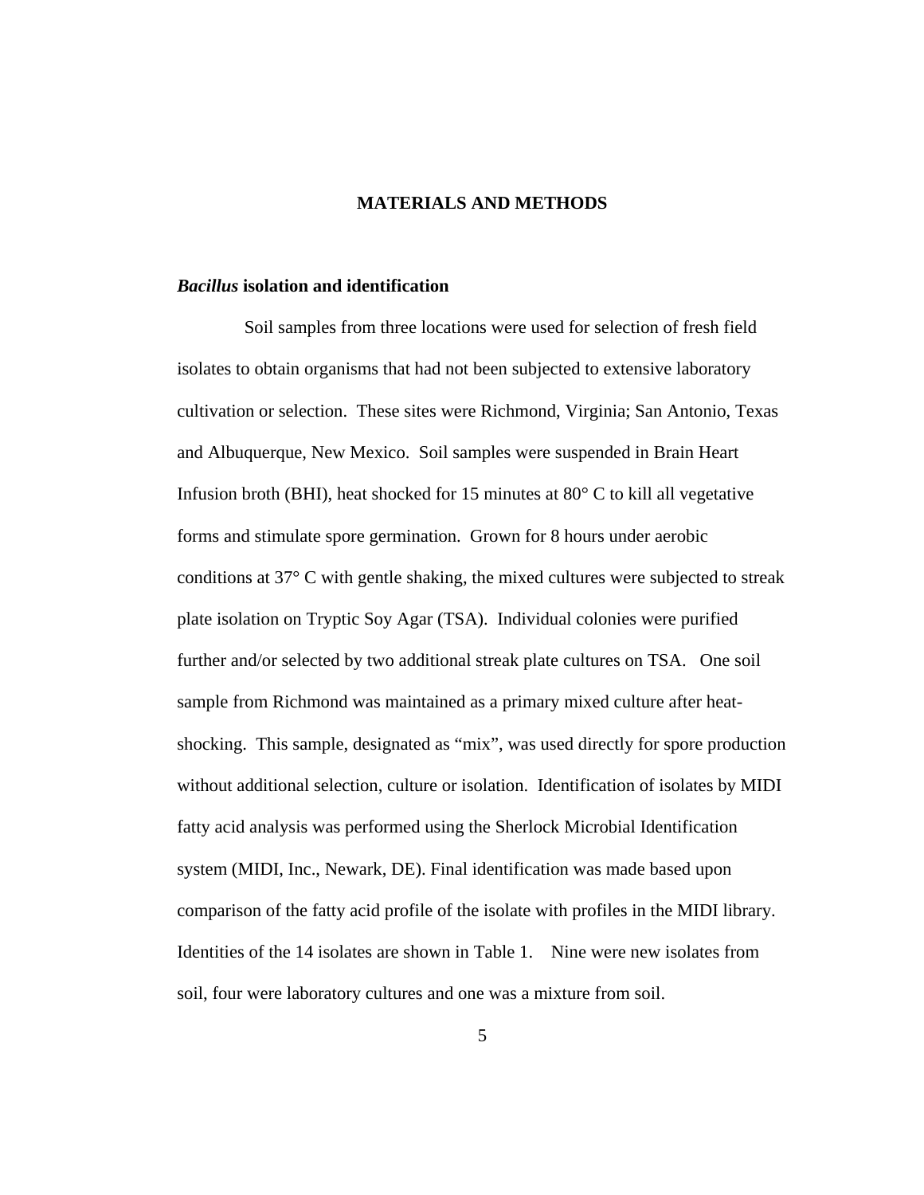# MATERIALS AND METHODS

## *Bacillus* isolation and identification

Soil samples from three locations were used for selection of fresh field isolates to obtain organisms that had not been subjected to extensive laboratory cultivation or selection. These sites were Richmond, Virginia; San Antonio, Texas and Albuquerque, New Mexico. Soil samples were suspended in Brain Heart Infusion broth (BHI), heat shocked for 15 minutes at 80° C to kill all vegetative forms and stimulate spore germination. Grown for 8 hours under aerobic conditions at 37° C with gentle shaking, the mixed cultures were subjected to streak plate isolation on Tryptic Soy Agar (TSA). Individual colonies were purified further and/or selected by two additional streak plate cultures on TSA. One soil sample from Richmond was maintained as a primary mixed culture after heat-shocking. This sample, designated as "mix", was used directly for spore production without additional selection, culture or isolation. Identification of isolates by MIDI fatty acid analysis was performed using the Sherlock Microbial Identification system (MIDI, Inc., Newark, DE). Final identification was made based upon comparison of the fatty acid profile of the isolate with profiles in the MIDI library. Identities of the 14 isolates are shown in Table 1. Nine were new isolates from soil, four were laboratory cultures and one was a mixture from soil.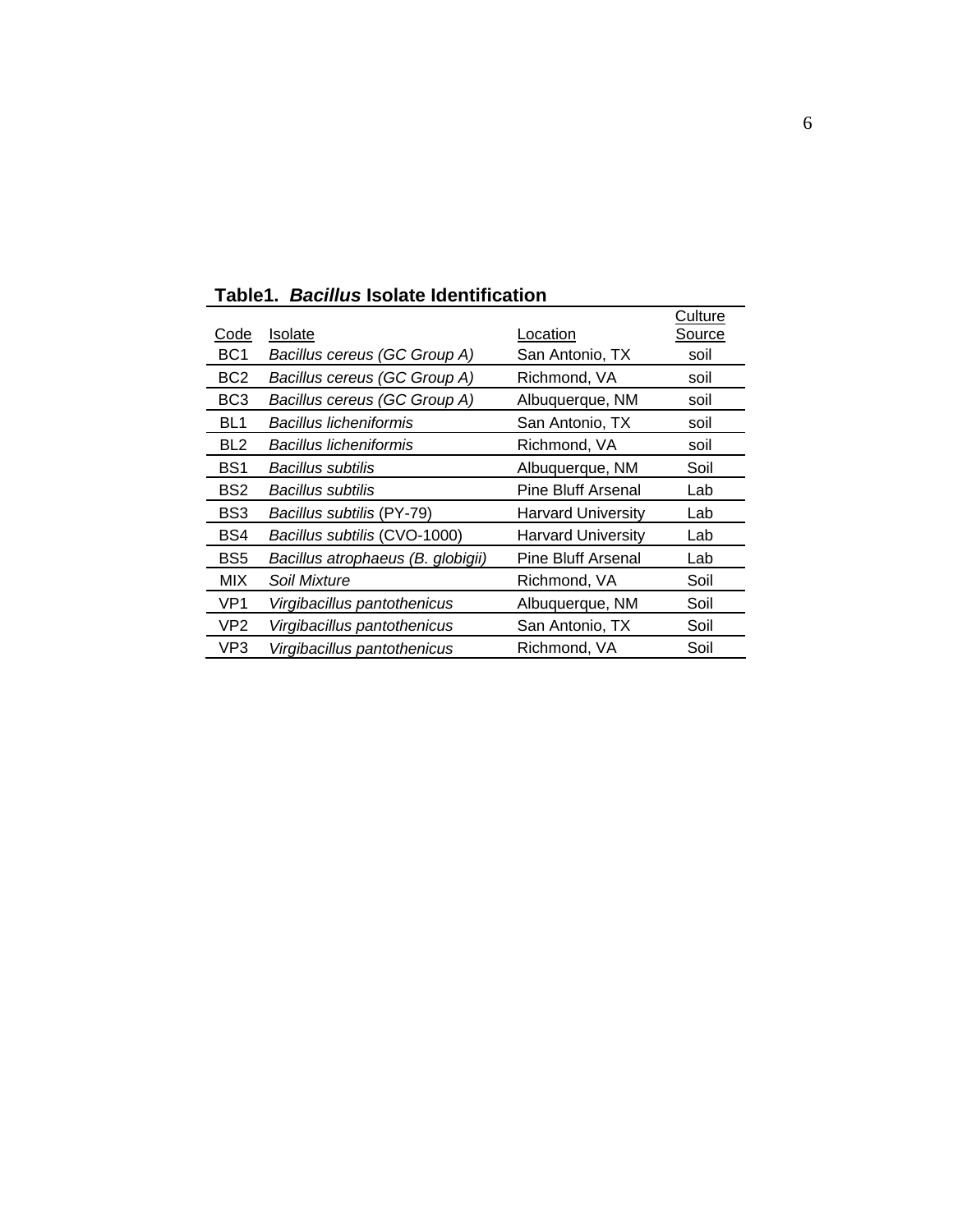**Table1. *Bacillus* Isolate Identification**

| Code | Isolate | Location | Culture Source |
|---|---|---|---|
| BC1 | *Bacillus cereus (GC Group A)* | San Antonio, TX | soil |
| BC2 | *Bacillus cereus (GC Group A)* | Richmond, VA | soil |
| BC3 | *Bacillus cereus (GC Group A)* | Albuquerque, NM | soil |
| BL1 | *Bacillus licheniformis* | San Antonio, TX | soil |
| BL2 | *Bacillus licheniformis* | Richmond, VA | soil |
| BS1 | *Bacillus subtilis* | Albuquerque, NM | Soil |
| BS2 | *Bacillus subtilis* | Pine Bluff Arsenal | Lab |
| BS3 | *Bacillus subtilis* (PY-79) | Harvard University | Lab |
| BS4 | *Bacillus subtilis* (CVO-1000) | Harvard University | Lab |
| BS5 | *Bacillus atrophaeus (B. globigii)* | Pine Bluff Arsenal | Lab |
| MIX | *Soil Mixture* | Richmond, VA | Soil |
| VP1 | *Virgibacillus pantothenicus* | Albuquerque, NM | Soil |
| VP2 | *Virgibacillus pantothenicus* | San Antonio, TX | Soil |
| VP3 | *Virgibacillus pantothenicus* | Richmond, VA | Soil |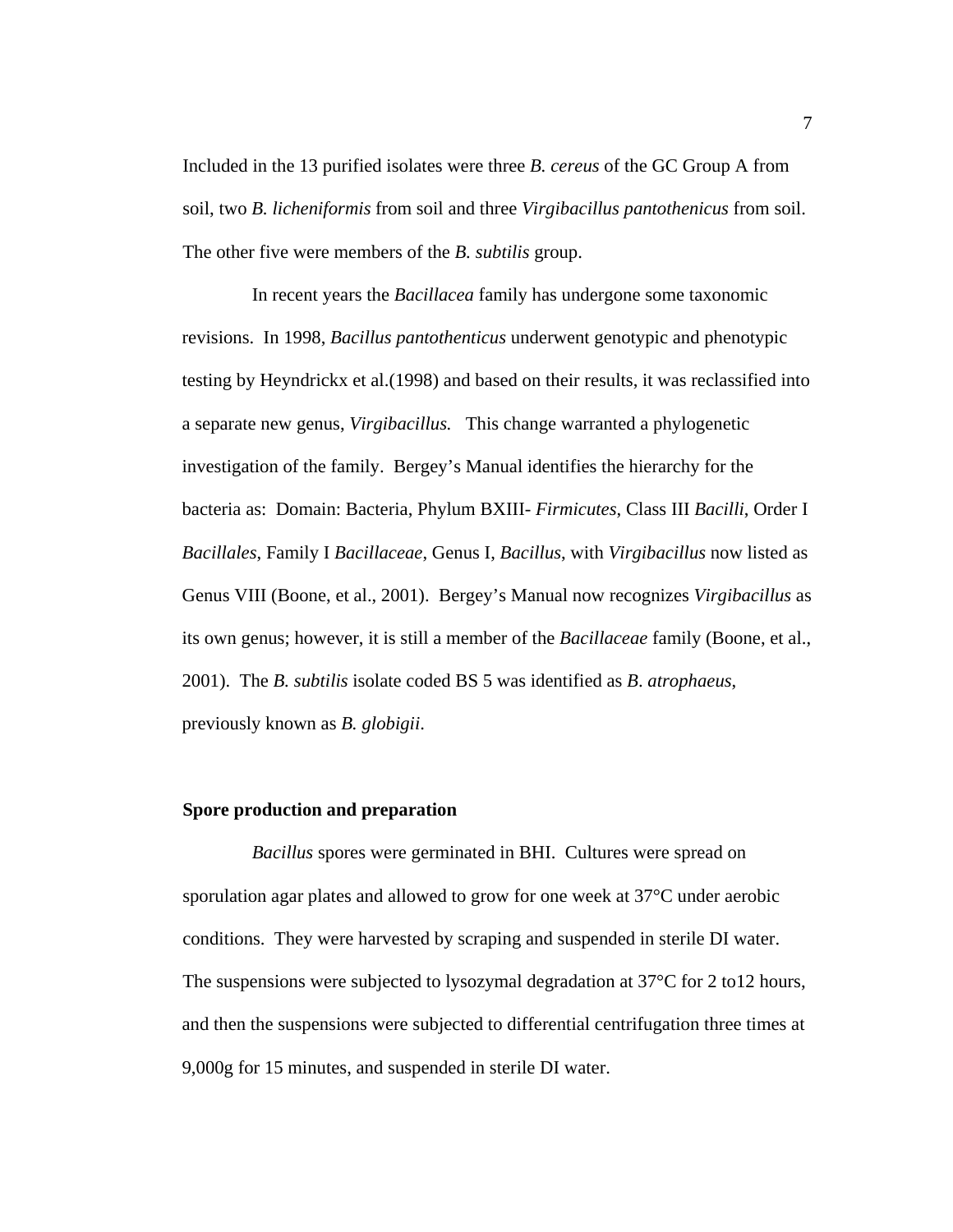Included in the 13 purified isolates were three *B. cereus* of the GC Group A from soil, two *B. licheniformis* from soil and three *Virgibacillus pantothenicus* from soil. The other five were members of the *B. subtilis* group.

In recent years the *Bacillacea* family has undergone some taxonomic revisions. In 1998, *Bacillus pantothenticus* underwent genotypic and phenotypic testing by Heyndrickx et al.(1998) and based on their results, it was reclassified into a separate new genus, *Virgibacillus.* This change warranted a phylogenetic investigation of the family. Bergey's Manual identifies the hierarchy for the bacteria as: Domain: Bacteria, Phylum BXIII- *Firmicutes*, Class III *Bacilli*, Order I *Bacillales*, Family I *Bacillaceae*, Genus I, *Bacillus*, with *Virgibacillus* now listed as Genus VIII (Boone, et al., 2001). Bergey's Manual now recognizes *Virgibacillus* as its own genus; however, it is still a member of the *Bacillaceae* family (Boone, et al., 2001). The *B. subtilis* isolate coded BS 5 was identified as *B. atrophaeus*, previously known as *B. globigii*.

**Spore production and preparation**

*Bacillus* spores were germinated in BHI. Cultures were spread on sporulation agar plates and allowed to grow for one week at 37°C under aerobic conditions. They were harvested by scraping and suspended in sterile DI water. The suspensions were subjected to lysozymal degradation at 37°C for 2 to12 hours, and then the suspensions were subjected to differential centrifugation three times at 9,000g for 15 minutes, and suspended in sterile DI water.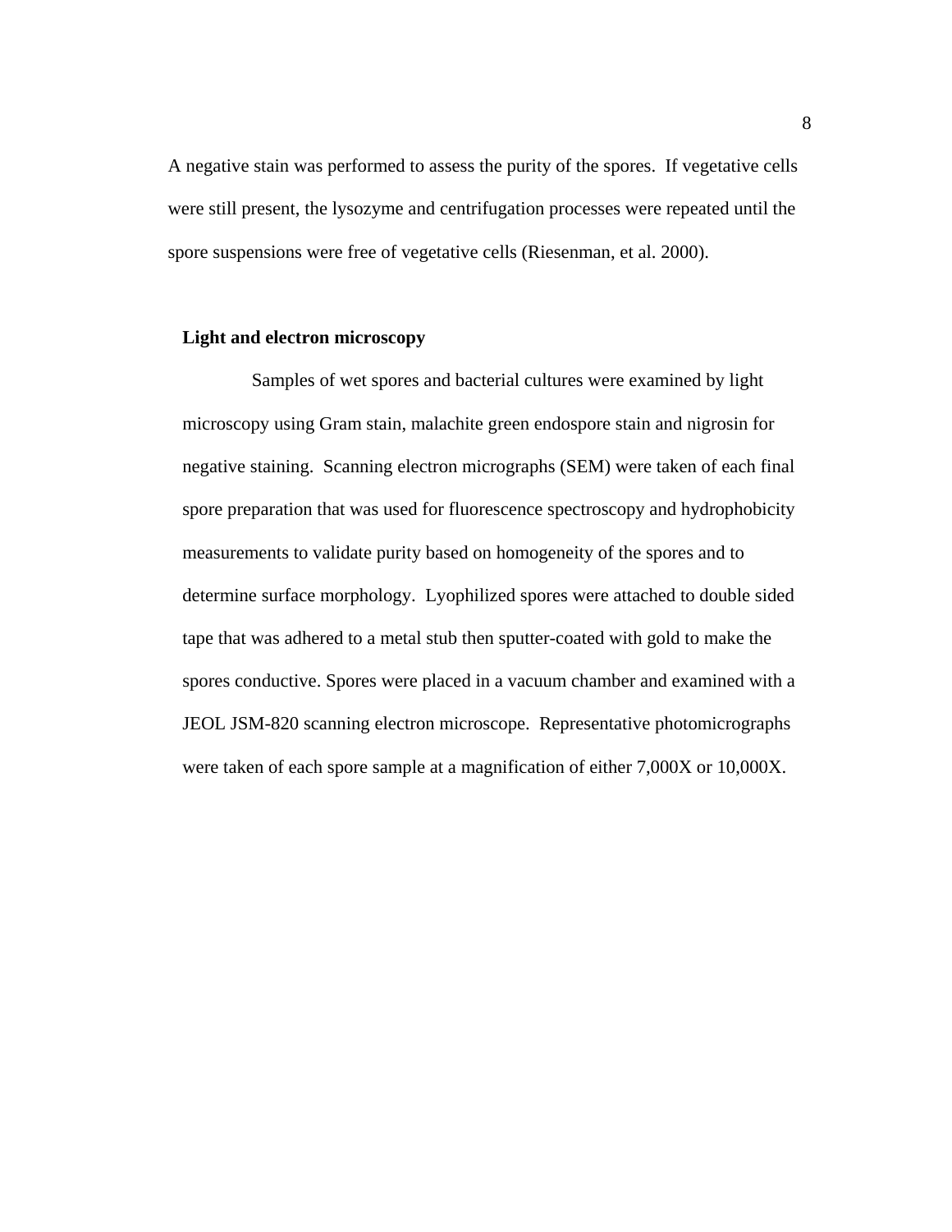A negative stain was performed to assess the purity of the spores. If vegetative cells were still present, the lysozyme and centrifugation processes were repeated until the spore suspensions were free of vegetative cells (Riesenman, et al. 2000).

**Light and electron microscopy**

Samples of wet spores and bacterial cultures were examined by light microscopy using Gram stain, malachite green endospore stain and nigrosin for negative staining. Scanning electron micrographs (SEM) were taken of each final spore preparation that was used for fluorescence spectroscopy and hydrophobicity measurements to validate purity based on homogeneity of the spores and to determine surface morphology. Lyophilized spores were attached to double sided tape that was adhered to a metal stub then sputter-coated with gold to make the spores conductive. Spores were placed in a vacuum chamber and examined with a JEOL JSM-820 scanning electron microscope. Representative photomicrographs were taken of each spore sample at a magnification of either 7,000X or 10,000X.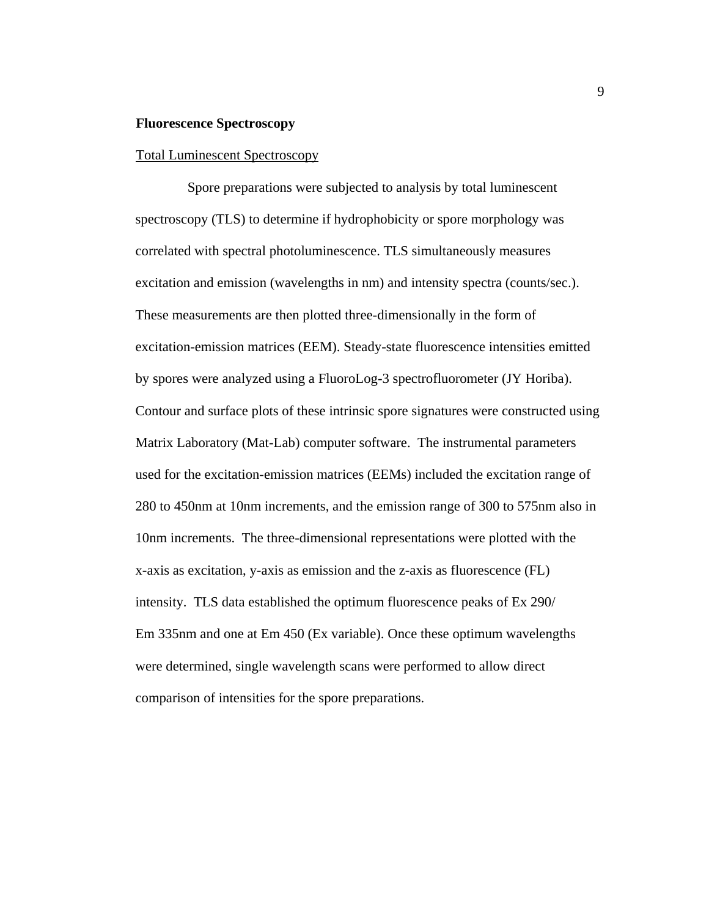**Fluorescence Spectroscopy**

Total Luminescent Spectroscopy

Spore preparations were subjected to analysis by total luminescent spectroscopy (TLS) to determine if hydrophobicity or spore morphology was correlated with spectral photoluminescence. TLS simultaneously measures excitation and emission (wavelengths in nm) and intensity spectra (counts/sec.). These measurements are then plotted three-dimensionally in the form of excitation-emission matrices (EEM). Steady-state fluorescence intensities emitted by spores were analyzed using a FluoroLog-3 spectrofluorometer (JY Horiba). Contour and surface plots of these intrinsic spore signatures were constructed using Matrix Laboratory (Mat-Lab) computer software. The instrumental parameters used for the excitation-emission matrices (EEMs) included the excitation range of 280 to 450nm at 10nm increments, and the emission range of 300 to 575nm also in 10nm increments. The three-dimensional representations were plotted with the x-axis as excitation, y-axis as emission and the z-axis as fluorescence (FL) intensity. TLS data established the optimum fluorescence peaks of Ex 290/ Em 335nm and one at Em 450 (Ex variable). Once these optimum wavelengths were determined, single wavelength scans were performed to allow direct comparison of intensities for the spore preparations.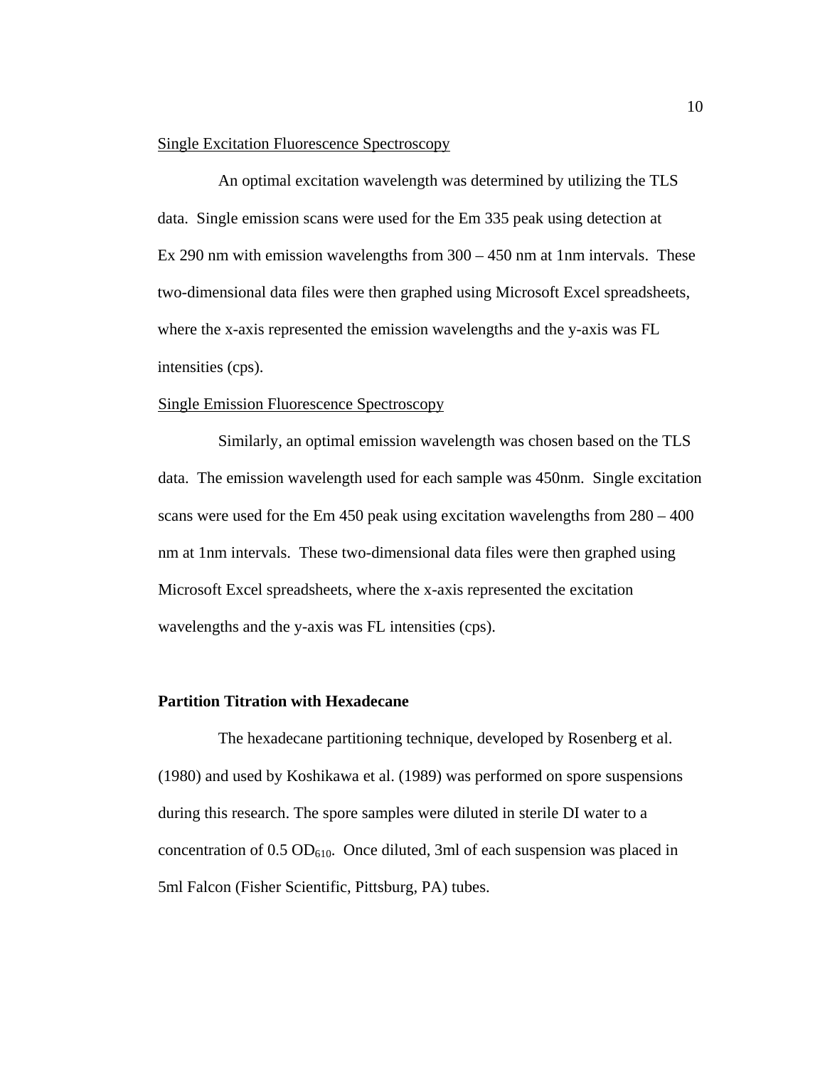Single Excitation Fluorescence Spectroscopy

An optimal excitation wavelength was determined by utilizing the TLS data. Single emission scans were used for the Em 335 peak using detection at Ex 290 nm with emission wavelengths from 300 – 450 nm at 1nm intervals. These two-dimensional data files were then graphed using Microsoft Excel spreadsheets, where the x-axis represented the emission wavelengths and the y-axis was FL intensities (cps).

Single Emission Fluorescence Spectroscopy

Similarly, an optimal emission wavelength was chosen based on the TLS data. The emission wavelength used for each sample was 450nm. Single excitation scans were used for the Em 450 peak using excitation wavelengths from 280 – 400 nm at 1nm intervals. These two-dimensional data files were then graphed using Microsoft Excel spreadsheets, where the x-axis represented the excitation wavelengths and the y-axis was FL intensities (cps).

**Partition Titration with Hexadecane**

The hexadecane partitioning technique, developed by Rosenberg et al. (1980) and used by Koshikawa et al. (1989) was performed on spore suspensions during this research. The spore samples were diluted in sterile DI water to a concentration of 0.5 $OD_{610}$. Once diluted, 3ml of each suspension was placed in 5ml Falcon (Fisher Scientific, Pittsburg, PA) tubes.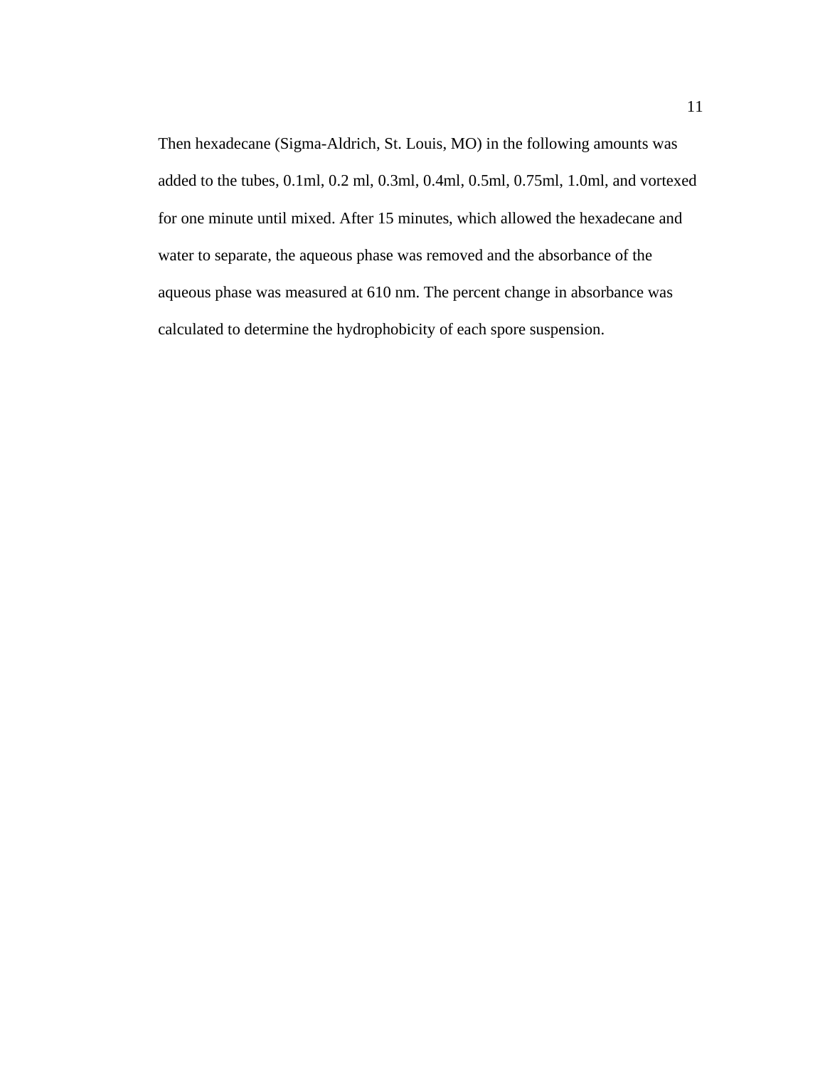Then hexadecane (Sigma-Aldrich, St. Louis, MO) in the following amounts was added to the tubes, 0.1ml, 0.2 ml, 0.3ml, 0.4ml, 0.5ml, 0.75ml, 1.0ml, and vortexed for one minute until mixed. After 15 minutes, which allowed the hexadecane and water to separate, the aqueous phase was removed and the absorbance of the aqueous phase was measured at 610 nm. The percent change in absorbance was calculated to determine the hydrophobicity of each spore suspension.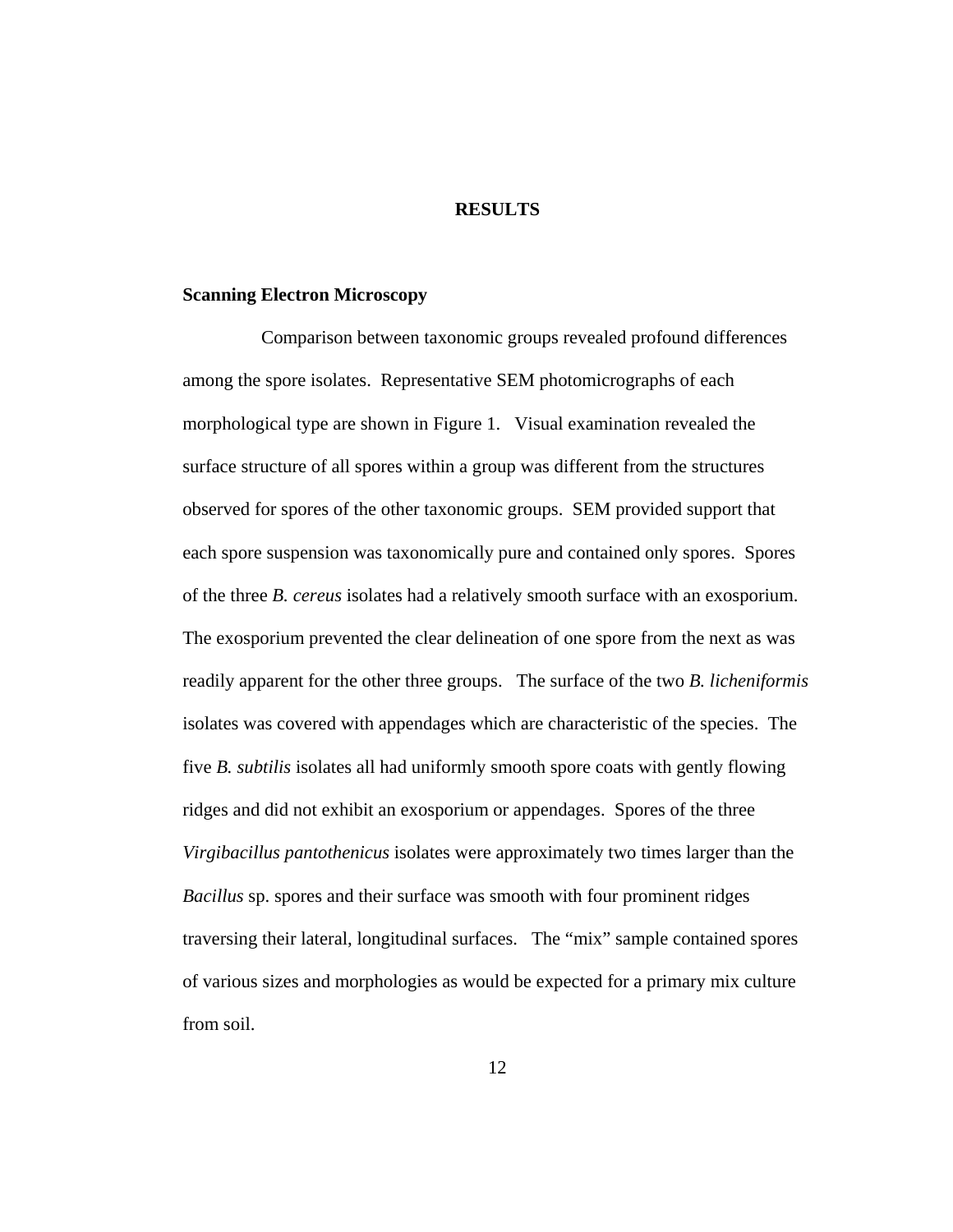# RESULTS

## Scanning Electron Microscopy

Comparison between taxonomic groups revealed profound differences among the spore isolates. Representative SEM photomicrographs of each morphological type are shown in Figure 1. Visual examination revealed the surface structure of all spores within a group was different from the structures observed for spores of the other taxonomic groups. SEM provided support that each spore suspension was taxonomically pure and contained only spores. Spores of the three *B. cereus* isolates had a relatively smooth surface with an exosporium. The exosporium prevented the clear delineation of one spore from the next as was readily apparent for the other three groups. The surface of the two *B. licheniformis* isolates was covered with appendages which are characteristic of the species. The five *B. subtilis* isolates all had uniformly smooth spore coats with gently flowing ridges and did not exhibit an exosporium or appendages. Spores of the three *Virgibacillus pantothenicus* isolates were approximately two times larger than the *Bacillus* sp. spores and their surface was smooth with four prominent ridges traversing their lateral, longitudinal surfaces. The "mix" sample contained spores of various sizes and morphologies as would be expected for a primary mix culture from soil.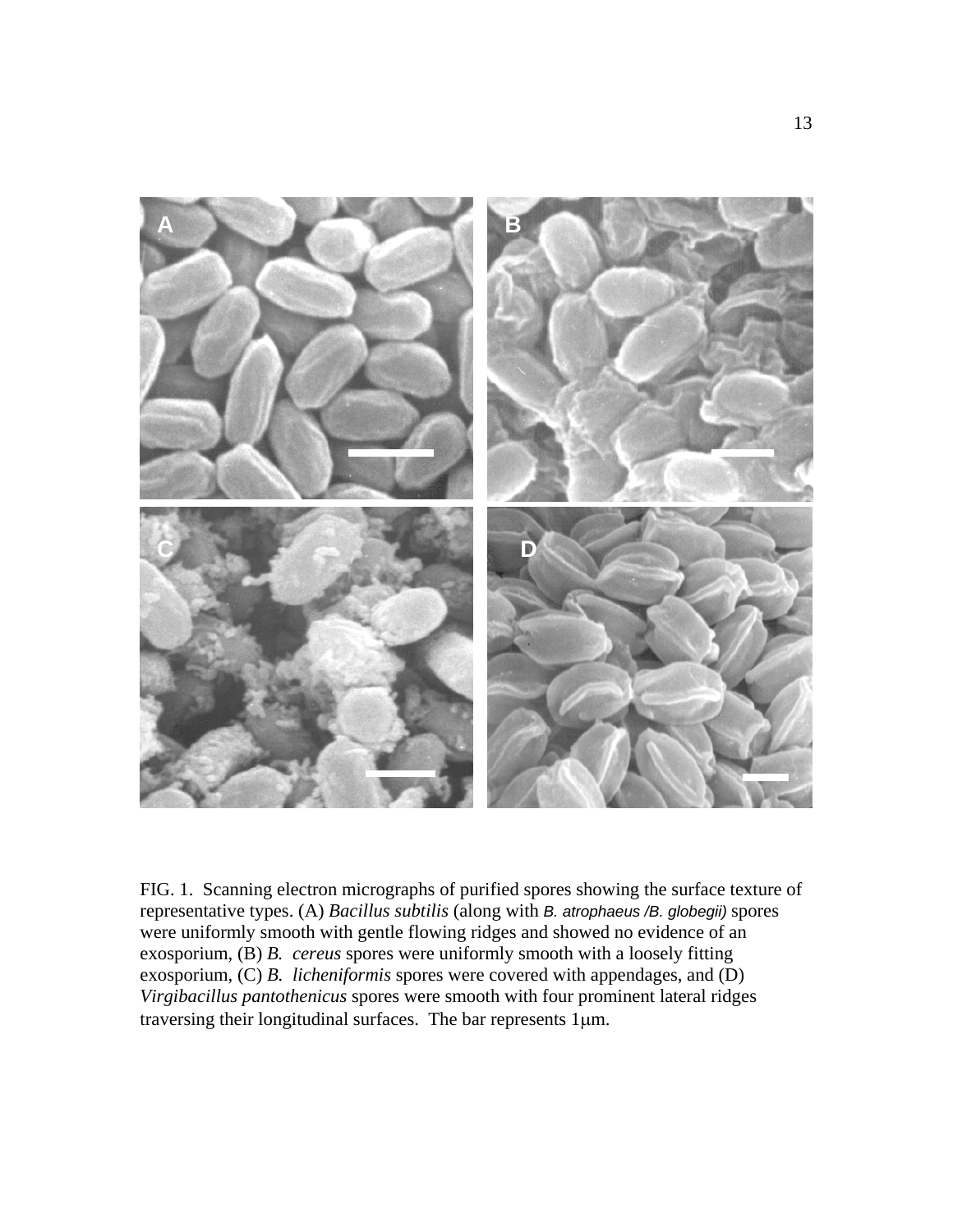FIG. 1. Scanning electron micrographs of purified spores showing the surface texture of representative types. (A) *Bacillus subtilis* (along with *B. atrophaeus* /*B. globegii*) spores were uniformly smooth with gentle flowing ridges and showed no evidence of an exosporium, (B) *B. cereus* spores were uniformly smooth with a loosely fitting exosporium, (C) *B. licheniformis* spores were covered with appendages, and (D) *Virgibacillus pantothenicus* spores were smooth with four prominent lateral ridges traversing their longitudinal surfaces. The bar represents 1μm.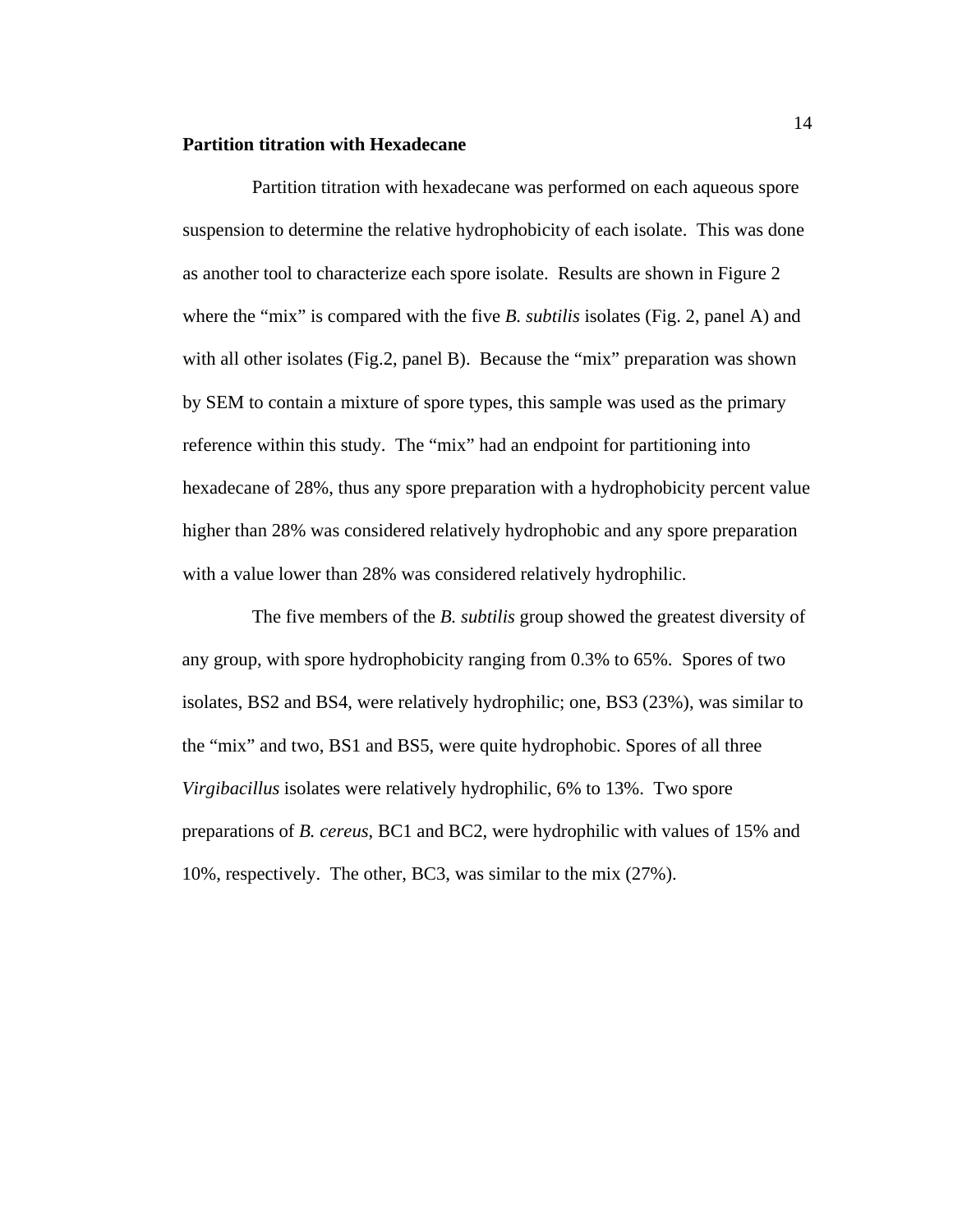## Partition titration with Hexadecane

Partition titration with hexadecane was performed on each aqueous spore suspension to determine the relative hydrophobicity of each isolate. This was done as another tool to characterize each spore isolate. Results are shown in Figure 2 where the "mix" is compared with the five *B. subtilis* isolates (Fig. 2, panel A) and with all other isolates (Fig.2, panel B). Because the "mix" preparation was shown by SEM to contain a mixture of spore types, this sample was used as the primary reference within this study. The "mix" had an endpoint for partitioning into hexadecane of 28%, thus any spore preparation with a hydrophobicity percent value higher than 28% was considered relatively hydrophobic and any spore preparation with a value lower than 28% was considered relatively hydrophilic.

The five members of the *B. subtilis* group showed the greatest diversity of any group, with spore hydrophobicity ranging from 0.3% to 65%. Spores of two isolates, BS2 and BS4, were relatively hydrophilic; one, BS3 (23%), was similar to the "mix" and two, BS1 and BS5, were quite hydrophobic. Spores of all three *Virgibacillus* isolates were relatively hydrophilic, 6% to 13%. Two spore preparations of *B. cereus*, BC1 and BC2, were hydrophilic with values of 15% and 10%, respectively. The other, BC3, was similar to the mix (27%).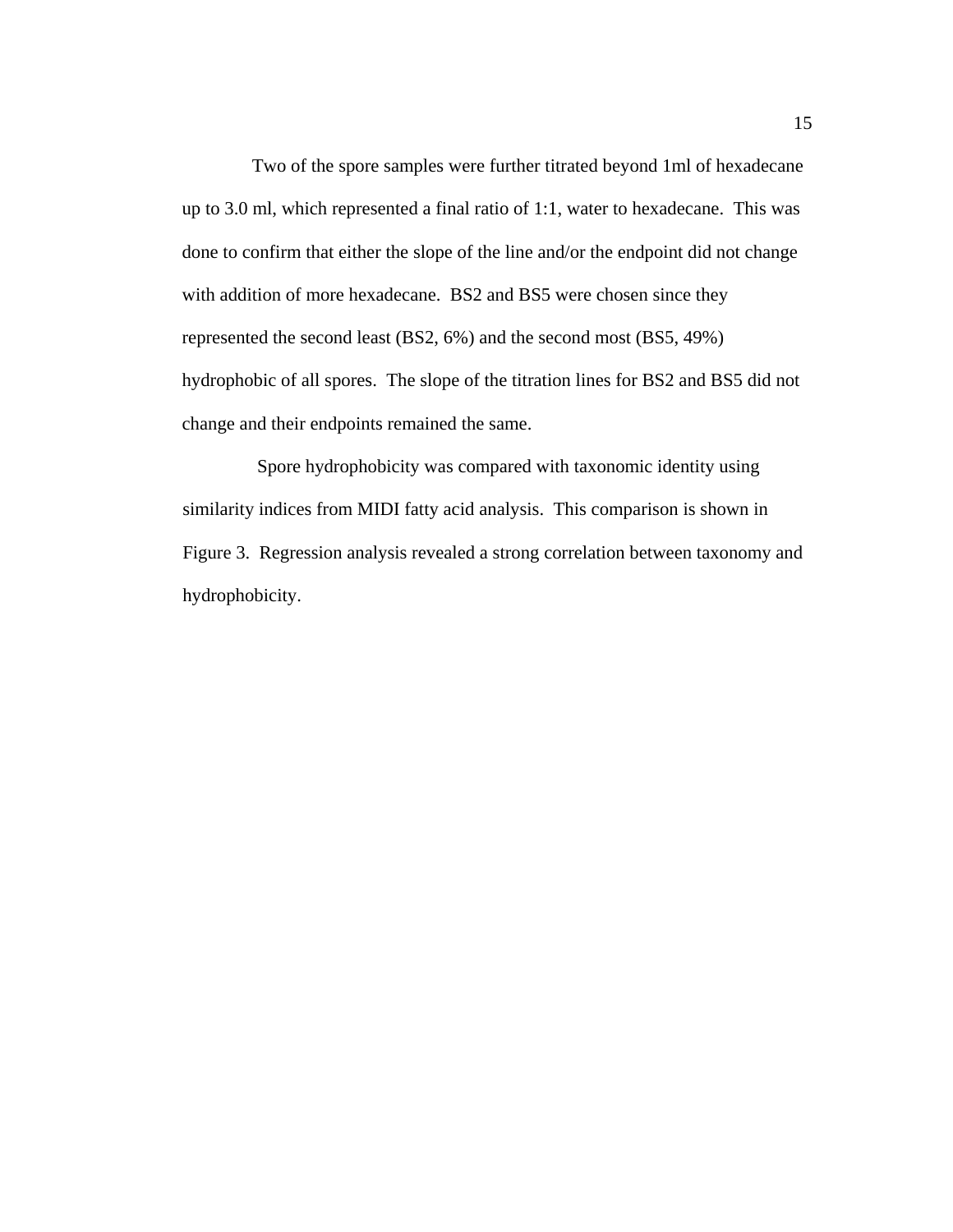Two of the spore samples were further titrated beyond 1ml of hexadecane up to 3.0 ml, which represented a final ratio of 1:1, water to hexadecane. This was done to confirm that either the slope of the line and/or the endpoint did not change with addition of more hexadecane. BS2 and BS5 were chosen since they represented the second least (BS2, 6%) and the second most (BS5, 49%) hydrophobic of all spores. The slope of the titration lines for BS2 and BS5 did not change and their endpoints remained the same.

Spore hydrophobicity was compared with taxonomic identity using similarity indices from MIDI fatty acid analysis. This comparison is shown in Figure 3. Regression analysis revealed a strong correlation between taxonomy and hydrophobicity.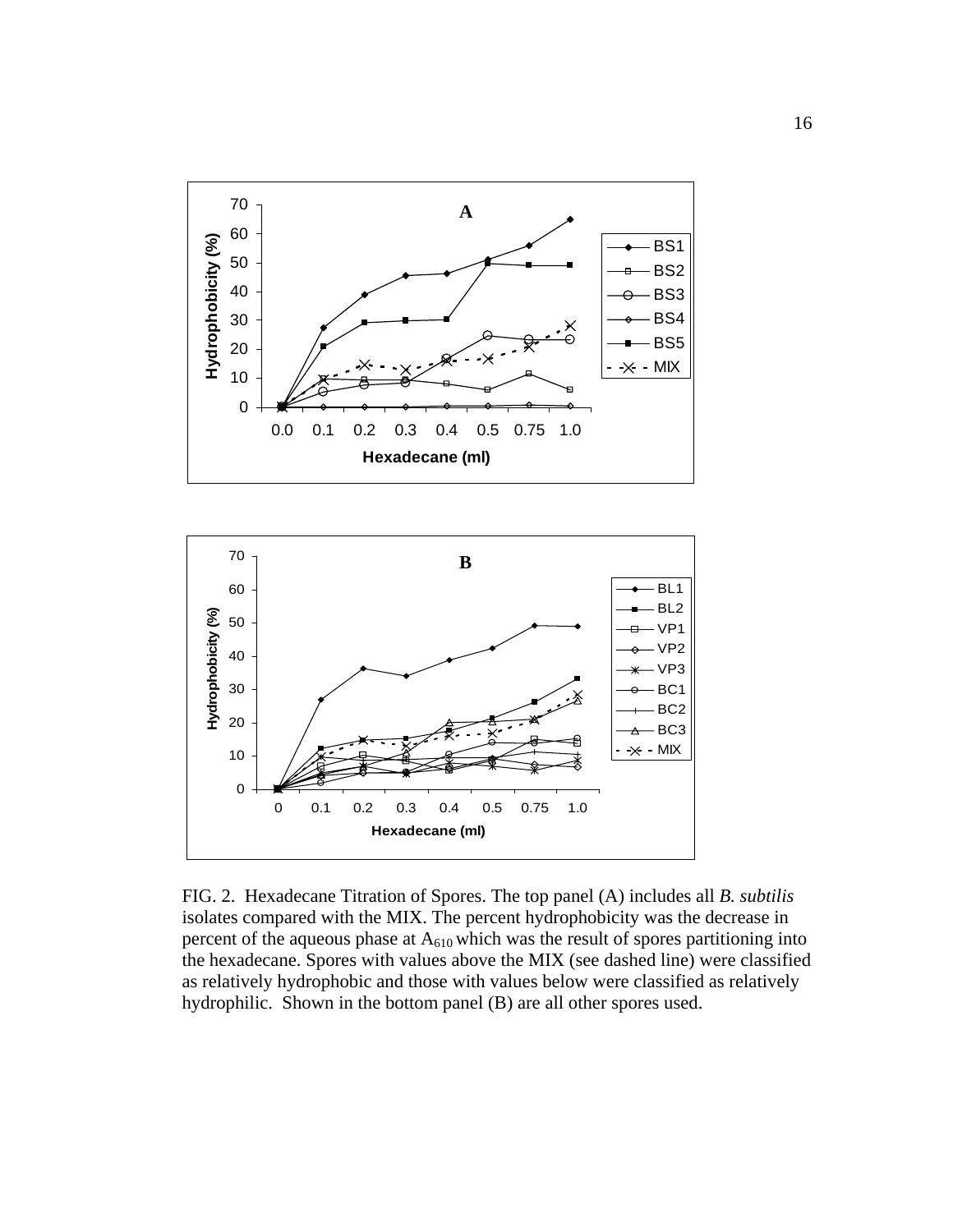FIG. 2. Hexadecane Titration of Spores. The top panel (A) includes all *B. subtilis* isolates compared with the MIX. The percent hydrophobicity was the decrease in percent of the aqueous phase at $A_{610}$ which was the result of spores partitioning into the hexadecane. Spores with values above the MIX (see dashed line) were classified as relatively hydrophobic and those with values below were classified as relatively hydrophilic. Shown in the bottom panel (B) are all other spores used.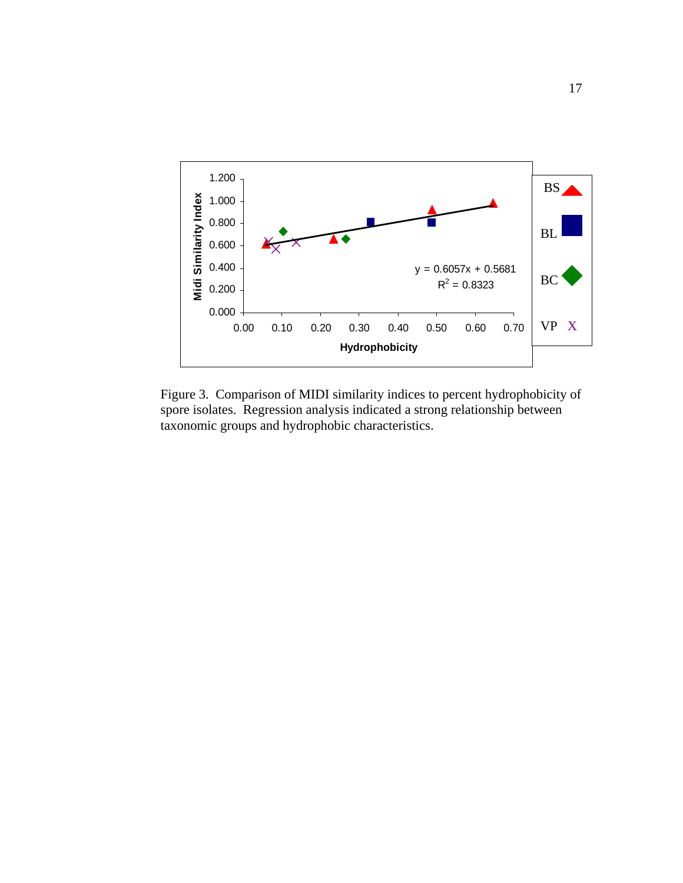Figure 3. Comparison of MIDI similarity indices to percent hydrophobicity of spore isolates. Regression analysis indicated a strong relationship between taxonomic groups and hydrophobic characteristics.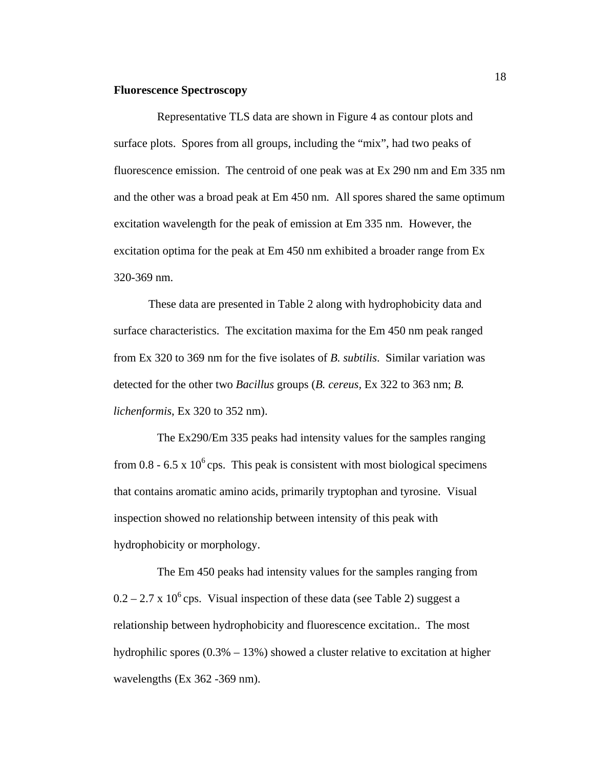**Fluorescence Spectroscopy**

Representative TLS data are shown in Figure 4 as contour plots and surface plots. Spores from all groups, including the "mix", had two peaks of fluorescence emission. The centroid of one peak was at Ex 290 nm and Em 335 nm and the other was a broad peak at Em 450 nm. All spores shared the same optimum excitation wavelength for the peak of emission at Em 335 nm. However, the excitation optima for the peak at Em 450 nm exhibited a broader range from Ex 320-369 nm.

These data are presented in Table 2 along with hydrophobicity data and surface characteristics. The excitation maxima for the Em 450 nm peak ranged from Ex 320 to 369 nm for the five isolates of *B. subtilis*. Similar variation was detected for the other two *Bacillus* groups (*B. cereus,* Ex 322 to 363 nm; *B. lichenformis*, Ex 320 to 352 nm).

The Ex290/Em 335 peaks had intensity values for the samples ranging from 0.8 - 6.5 x $10^6$ cps. This peak is consistent with most biological specimens that contains aromatic amino acids, primarily tryptophan and tyrosine. Visual inspection showed no relationship between intensity of this peak with hydrophobicity or morphology.

The Em 450 peaks had intensity values for the samples ranging from 0.2 – 2.7 x $10^6$ cps. Visual inspection of these data (see Table 2) suggest a relationship between hydrophobicity and fluorescence excitation.. The most hydrophilic spores (0.3% – 13%) showed a cluster relative to excitation at higher wavelengths (Ex 362 -369 nm).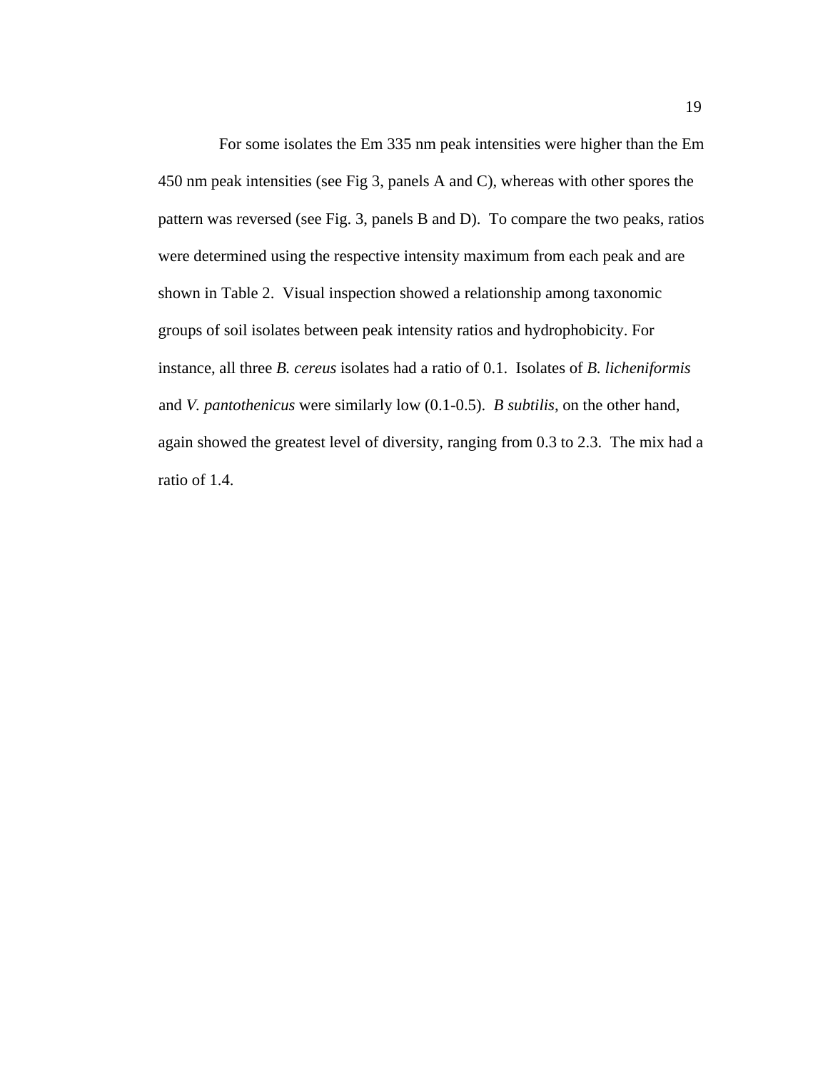For some isolates the Em 335 nm peak intensities were higher than the Em 450 nm peak intensities (see Fig 3, panels A and C), whereas with other spores the pattern was reversed (see Fig. 3, panels B and D). To compare the two peaks, ratios were determined using the respective intensity maximum from each peak and are shown in Table 2. Visual inspection showed a relationship among taxonomic groups of soil isolates between peak intensity ratios and hydrophobicity. For instance, all three *B. cereus* isolates had a ratio of 0.1. Isolates of *B. licheniformis* and *V. pantothenicus* were similarly low (0.1-0.5). *B subtilis*, on the other hand, again showed the greatest level of diversity, ranging from 0.3 to 2.3. The mix had a ratio of 1.4.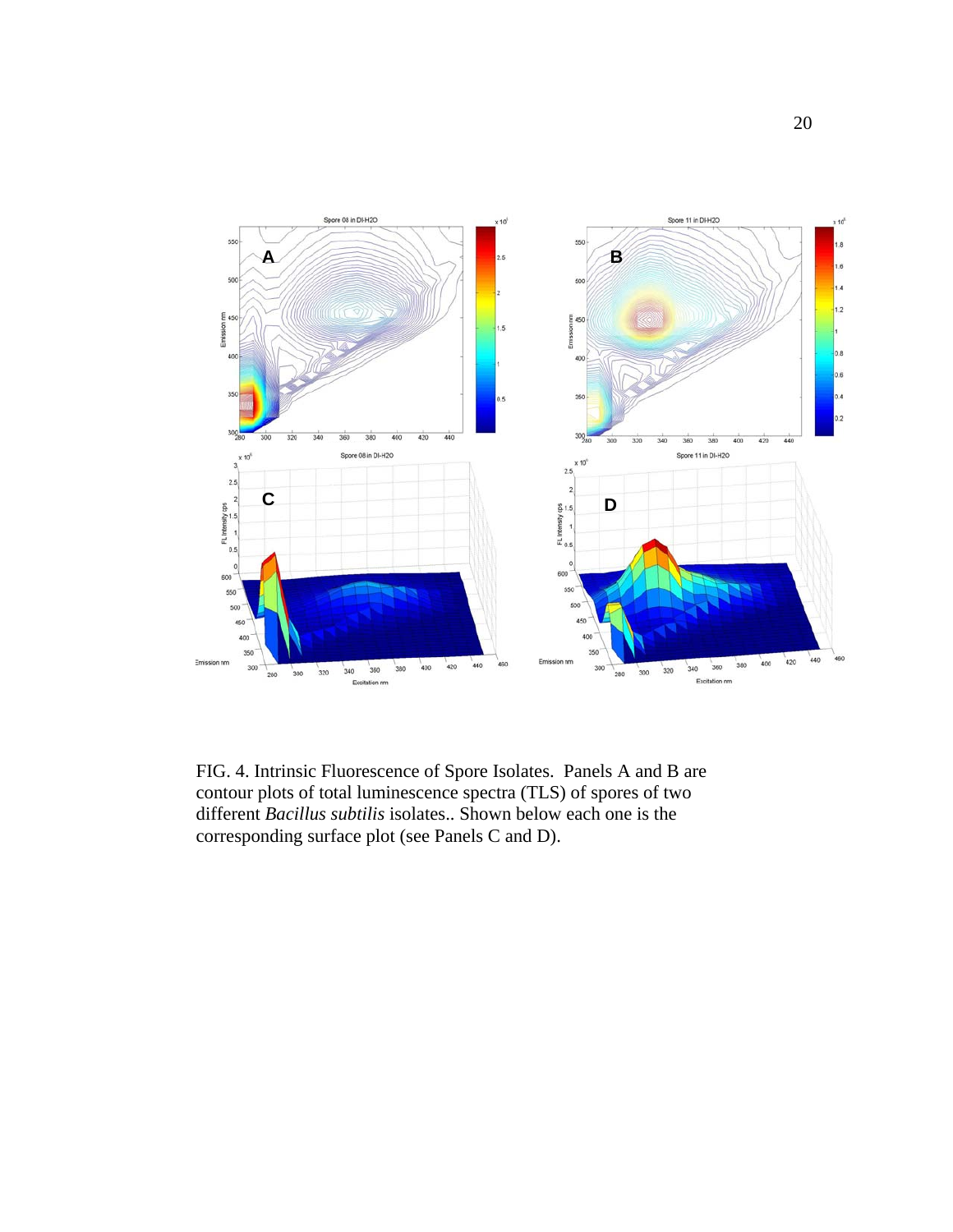FIG. 4. Intrinsic Fluorescence of Spore Isolates. Panels A and B are contour plots of total luminescence spectra (TLS) of spores of two different *Bacillus subtilis* isolates.. Shown below each one is the corresponding surface plot (see Panels C and D).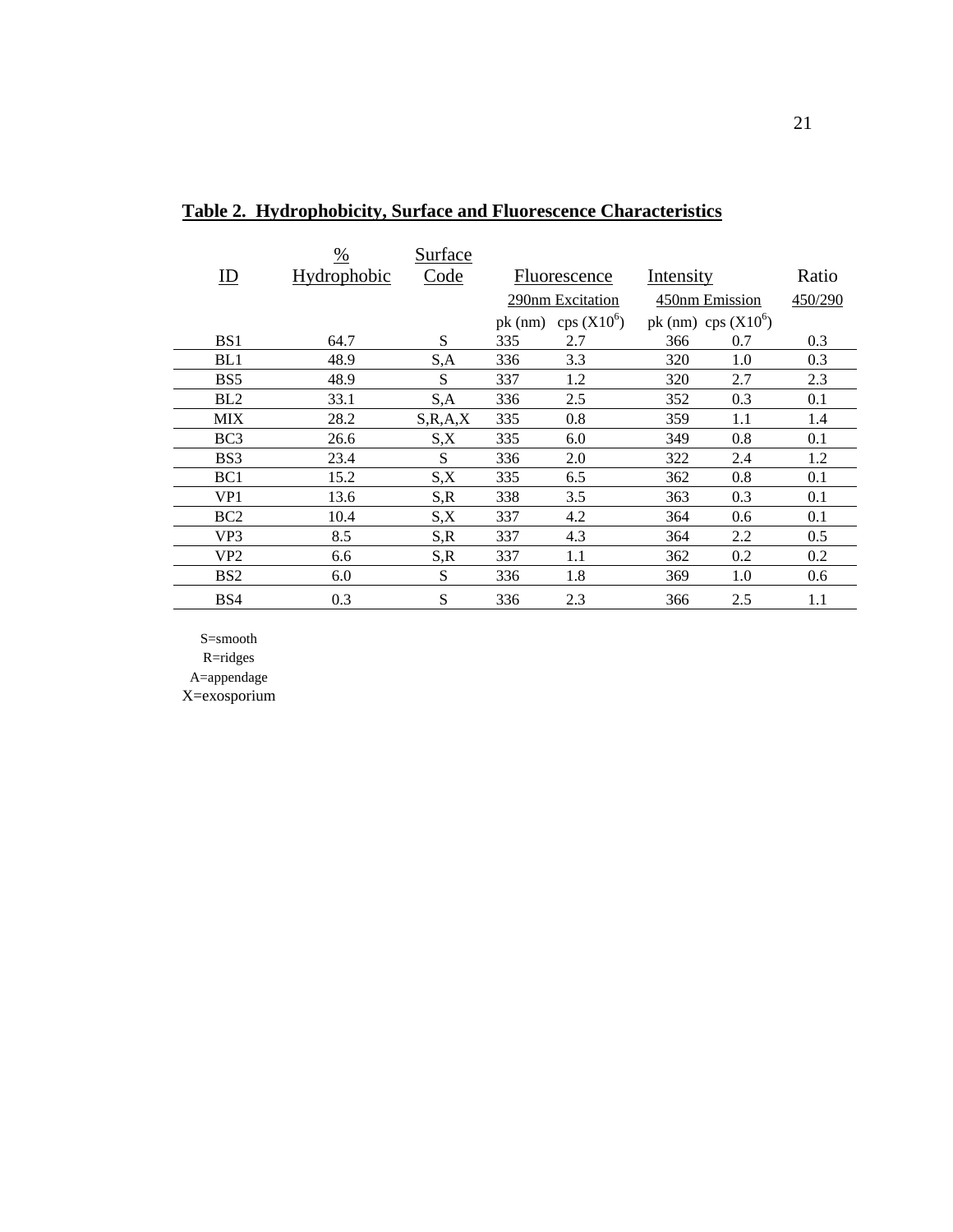**Table 2. Hydrophobicity, Surface and Fluorescence Characteristics**

| ID | % Hydrophobic | Surface Code | Fluorescence 290nm Excitation pk (nm) | Fluorescence 290nm Excitation cps ($X10^6$) | Intensity 450nm Emission pk (nm) | Intensity 450nm Emission cps ($X10^6$) | Ratio 450/290 |
|---|---|---|---|---|---|---|---|
| BS1 | 64.7 | S | 335 | 2.7 | 366 | 0.7 | 0.3 |
| BL1 | 48.9 | S,A | 336 | 3.3 | 320 | 1.0 | 0.3 |
| BS5 | 48.9 | S | 337 | 1.2 | 320 | 2.7 | 2.3 |
| BL2 | 33.1 | S,A | 336 | 2.5 | 352 | 0.3 | 0.1 |
| MIX | 28.2 | S,R,A,X | 335 | 0.8 | 359 | 1.1 | 1.4 |
| BC3 | 26.6 | S,X | 335 | 6.0 | 349 | 0.8 | 0.1 |
| BS3 | 23.4 | S | 336 | 2.0 | 322 | 2.4 | 1.2 |
| BC1 | 15.2 | S,X | 335 | 6.5 | 362 | 0.8 | 0.1 |
| VP1 | 13.6 | S,R | 338 | 3.5 | 363 | 0.3 | 0.1 |
| BC2 | 10.4 | S,X | 337 | 4.2 | 364 | 0.6 | 0.1 |
| VP3 | 8.5 | S,R | 337 | 4.3 | 364 | 2.2 | 0.5 |
| VP2 | 6.6 | S,R | 337 | 1.1 | 362 | 0.2 | 0.2 |
| BS2 | 6.0 | S | 336 | 1.8 | 369 | 1.0 | 0.6 |
| BS4 | 0.3 | S | 336 | 2.3 | 366 | 2.5 | 1.1 |

S=smooth
R=ridges
A=appendage
X=exosporium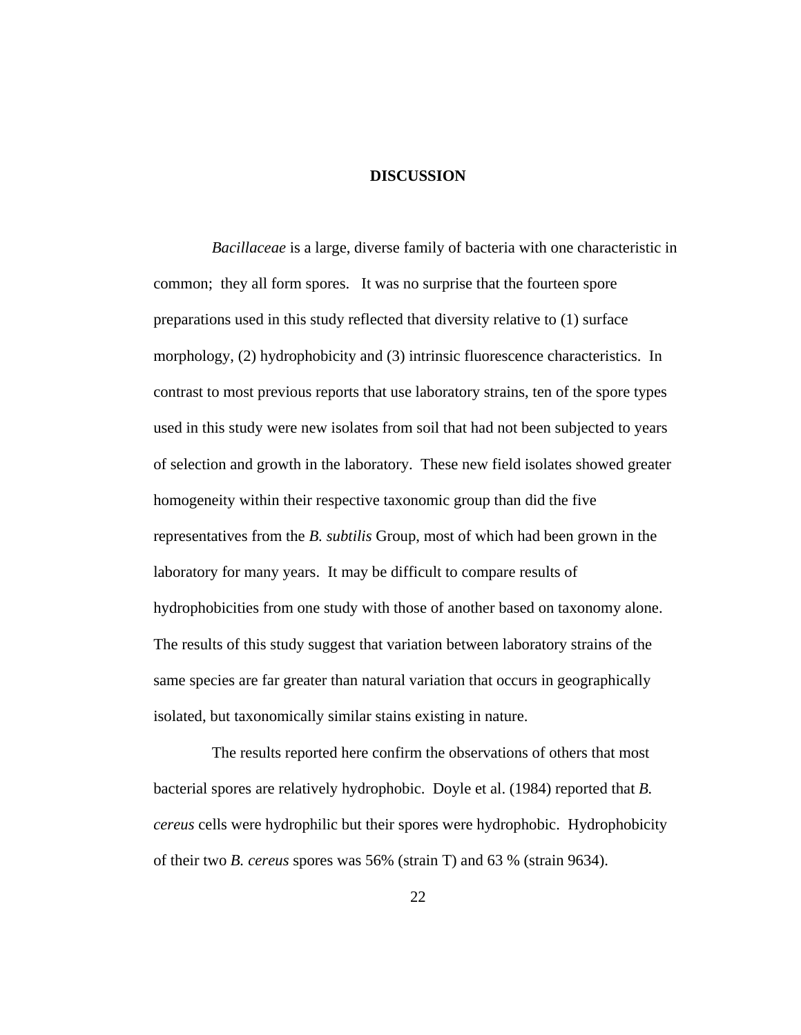# DISCUSSION

*Bacillaceae* is a large, diverse family of bacteria with one characteristic in common; they all form spores. It was no surprise that the fourteen spore preparations used in this study reflected that diversity relative to (1) surface morphology, (2) hydrophobicity and (3) intrinsic fluorescence characteristics. In contrast to most previous reports that use laboratory strains, ten of the spore types used in this study were new isolates from soil that had not been subjected to years of selection and growth in the laboratory. These new field isolates showed greater homogeneity within their respective taxonomic group than did the five representatives from the *B. subtilis* Group, most of which had been grown in the laboratory for many years. It may be difficult to compare results of hydrophobicities from one study with those of another based on taxonomy alone. The results of this study suggest that variation between laboratory strains of the same species are far greater than natural variation that occurs in geographically isolated, but taxonomically similar stains existing in nature.

The results reported here confirm the observations of others that most bacterial spores are relatively hydrophobic. Doyle et al. (1984) reported that *B. cereus* cells were hydrophilic but their spores were hydrophobic. Hydrophobicity of their two *B. cereus* spores was 56% (strain T) and 63 % (strain 9634).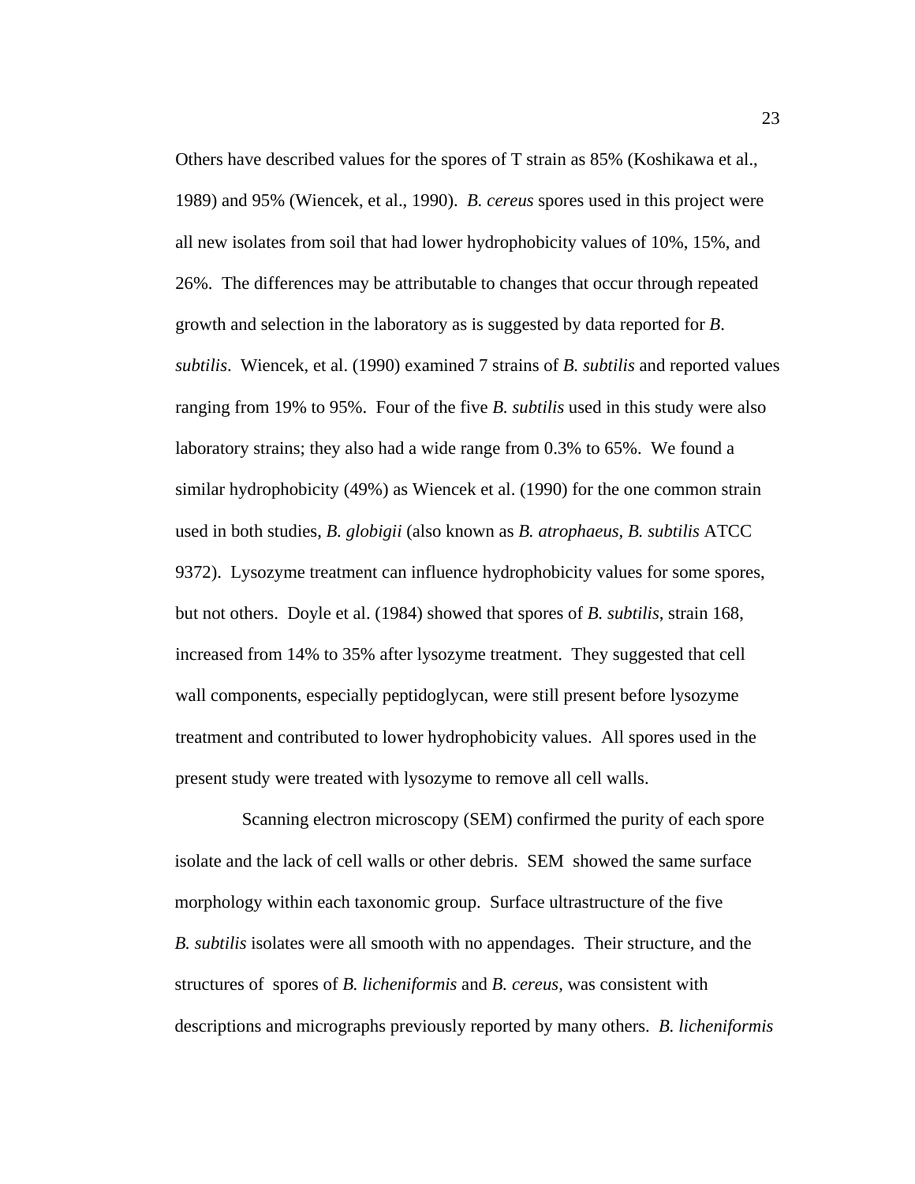Others have described values for the spores of T strain as 85% (Koshikawa et al., 1989) and 95% (Wiencek, et al., 1990). *B. cereus* spores used in this project were all new isolates from soil that had lower hydrophobicity values of 10%, 15%, and 26%. The differences may be attributable to changes that occur through repeated growth and selection in the laboratory as is suggested by data reported for *B. subtilis*. Wiencek, et al. (1990) examined 7 strains of *B. subtilis* and reported values ranging from 19% to 95%. Four of the five *B. subtilis* used in this study were also laboratory strains; they also had a wide range from 0.3% to 65%. We found a similar hydrophobicity (49%) as Wiencek et al. (1990) for the one common strain used in both studies, *B. globigii* (also known as *B. atrophaeus*, *B. subtilis* ATCC 9372). Lysozyme treatment can influence hydrophobicity values for some spores, but not others. Doyle et al. (1984) showed that spores of *B. subtilis*, strain 168, increased from 14% to 35% after lysozyme treatment. They suggested that cell wall components, especially peptidoglycan, were still present before lysozyme treatment and contributed to lower hydrophobicity values. All spores used in the present study were treated with lysozyme to remove all cell walls.

Scanning electron microscopy (SEM) confirmed the purity of each spore isolate and the lack of cell walls or other debris. SEM showed the same surface morphology within each taxonomic group. Surface ultrastructure of the five *B. subtilis* isolates were all smooth with no appendages. Their structure, and the structures of spores of *B. licheniformis* and *B. cereus*, was consistent with descriptions and micrographs previously reported by many others. *B. licheniformis*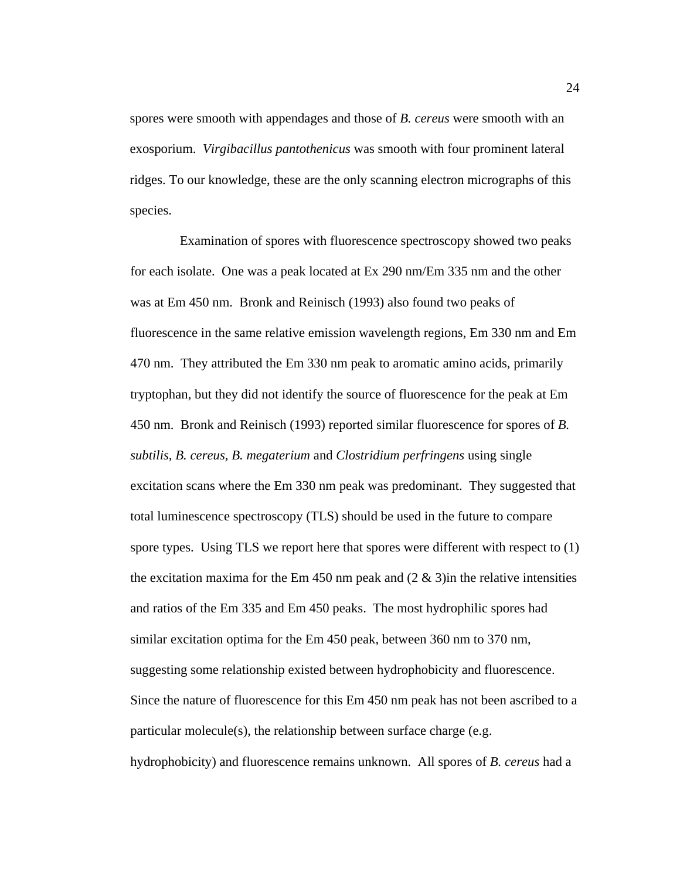spores were smooth with appendages and those of *B. cereus* were smooth with an exosporium. *Virgibacillus pantothenicus* was smooth with four prominent lateral ridges. To our knowledge, these are the only scanning electron micrographs of this species.

Examination of spores with fluorescence spectroscopy showed two peaks for each isolate. One was a peak located at Ex 290 nm/Em 335 nm and the other was at Em 450 nm. Bronk and Reinisch (1993) also found two peaks of fluorescence in the same relative emission wavelength regions, Em 330 nm and Em 470 nm. They attributed the Em 330 nm peak to aromatic amino acids, primarily tryptophan, but they did not identify the source of fluorescence for the peak at Em 450 nm. Bronk and Reinisch (1993) reported similar fluorescence for spores of *B. subtilis, B. cereus, B. megaterium* and *Clostridium perfringens* using single excitation scans where the Em 330 nm peak was predominant. They suggested that total luminescence spectroscopy (TLS) should be used in the future to compare spore types. Using TLS we report here that spores were different with respect to (1) the excitation maxima for the Em 450 nm peak and (2 & 3)in the relative intensities and ratios of the Em 335 and Em 450 peaks. The most hydrophilic spores had similar excitation optima for the Em 450 peak, between 360 nm to 370 nm, suggesting some relationship existed between hydrophobicity and fluorescence. Since the nature of fluorescence for this Em 450 nm peak has not been ascribed to a particular molecule(s), the relationship between surface charge (e.g. hydrophobicity) and fluorescence remains unknown. All spores of *B. cereus* had a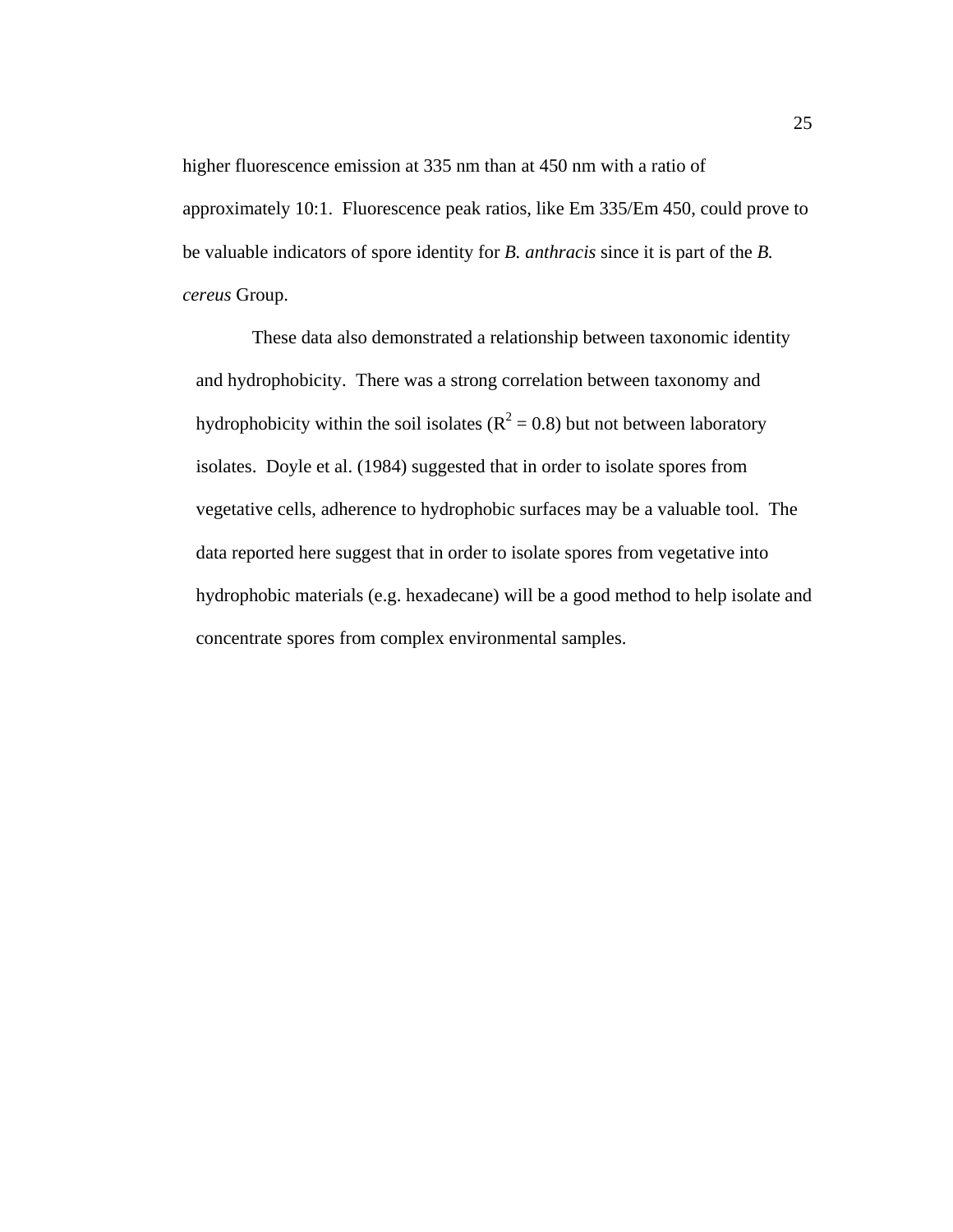higher fluorescence emission at 335 nm than at 450 nm with a ratio of approximately 10:1. Fluorescence peak ratios, like Em 335/Em 450, could prove to be valuable indicators of spore identity for *B. anthracis* since it is part of the *B. cereus* Group.

These data also demonstrated a relationship between taxonomic identity and hydrophobicity. There was a strong correlation between taxonomy and hydrophobicity within the soil isolates ($R^2 = 0.8$) but not between laboratory isolates. Doyle et al. (1984) suggested that in order to isolate spores from vegetative cells, adherence to hydrophobic surfaces may be a valuable tool. The data reported here suggest that in order to isolate spores from vegetative into hydrophobic materials (e.g. hexadecane) will be a good method to help isolate and concentrate spores from complex environmental samples.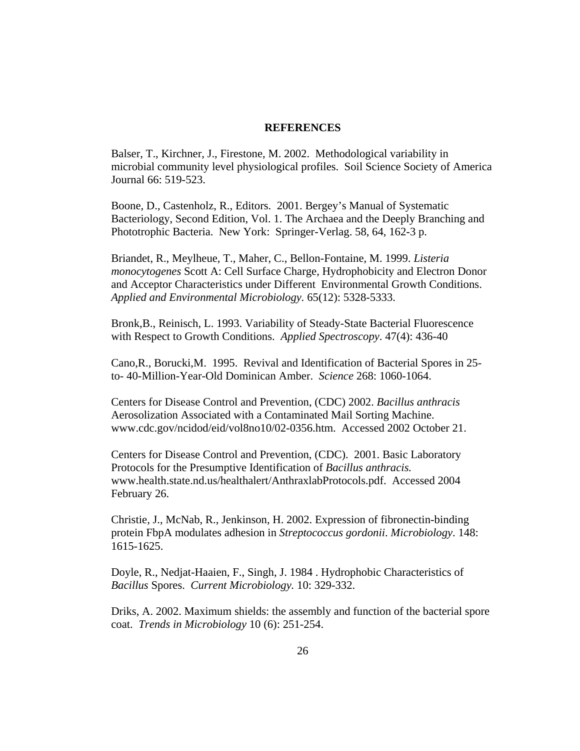## REFERENCES

Balser, T., Kirchner, J., Firestone, M. 2002. Methodological variability in microbial community level physiological profiles. Soil Science Society of America Journal 66: 519-523.

Boone, D., Castenholz, R., Editors. 2001. Bergey's Manual of Systematic Bacteriology, Second Edition, Vol. 1. The Archaea and the Deeply Branching and Phototrophic Bacteria. New York: Springer-Verlag. 58, 64, 162-3 p.

Briandet, R., Meylheue, T., Maher, C., Bellon-Fontaine, M. 1999. *Listeria monocytogenes* Scott A: Cell Surface Charge, Hydrophobicity and Electron Donor and Acceptor Characteristics under Different Environmental Growth Conditions. *Applied and Environmental Microbiology.* 65(12): 5328-5333.

Bronk,B., Reinisch, L. 1993. Variability of Steady-State Bacterial Fluorescence with Respect to Growth Conditions. *Applied Spectroscopy*. 47(4): 436-40

Cano,R., Borucki,M. 1995. Revival and Identification of Bacterial Spores in 25- to- 40-Million-Year-Old Dominican Amber. *Science* 268: 1060-1064.

Centers for Disease Control and Prevention, (CDC) 2002. *Bacillus anthracis* Aerosolization Associated with a Contaminated Mail Sorting Machine. www.cdc.gov/ncidod/eid/vol8no10/02-0356.htm. Accessed 2002 October 21.

Centers for Disease Control and Prevention, (CDC). 2001. Basic Laboratory Protocols for the Presumptive Identification of *Bacillus anthracis.* www.health.state.nd.us/healthalert/AnthraxlabProtocols.pdf. Accessed 2004 February 26.

Christie, J., McNab, R., Jenkinson, H. 2002. Expression of fibronectin-binding protein FbpA modulates adhesion in *Streptococcus gordonii*. *Microbiology*. 148: 1615-1625.

Doyle, R., Nedjat-Haaien, F., Singh, J. 1984 . Hydrophobic Characteristics of *Bacillus* Spores. *Current Microbiology.* 10: 329-332.

Driks, A. 2002. Maximum shields: the assembly and function of the bacterial spore coat. *Trends in Microbiology* 10 (6): 251-254.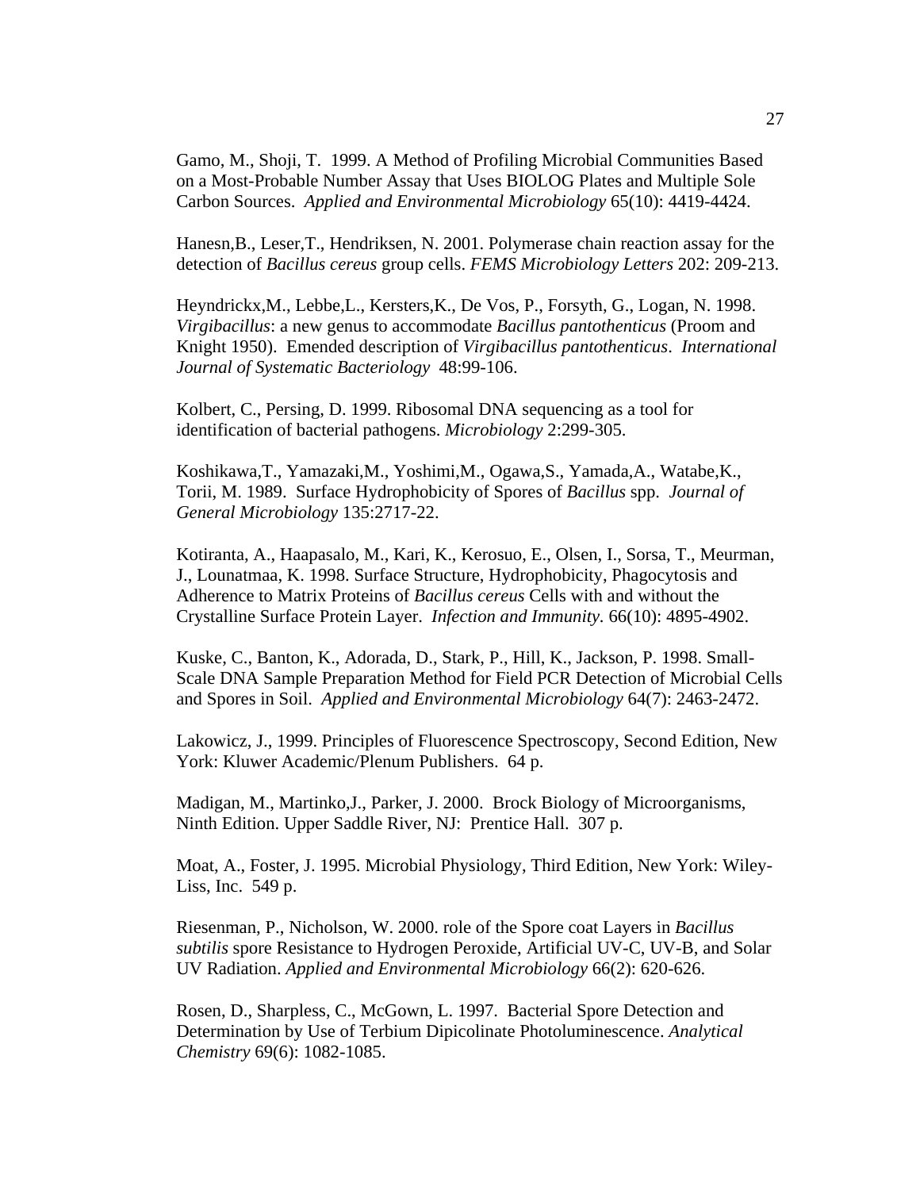Gamo, M., Shoji, T. 1999. A Method of Profiling Microbial Communities Based on a Most-Probable Number Assay that Uses BIOLOG Plates and Multiple Sole Carbon Sources. *Applied and Environmental Microbiology* 65(10): 4419-4424.

Hanesn,B., Leser,T., Hendriksen, N. 2001. Polymerase chain reaction assay for the detection of *Bacillus cereus* group cells. *FEMS Microbiology Letters* 202: 209-213.

Heyndrickx,M., Lebbe,L., Kersters,K., De Vos, P., Forsyth, G., Logan, N. 1998. *Virgibacillus*: a new genus to accommodate *Bacillus pantothenticus* (Proom and Knight 1950). Emended description of *Virgibacillus pantothenticus*. *International Journal of Systematic Bacteriology* 48:99-106.

Kolbert, C., Persing, D. 1999. Ribosomal DNA sequencing as a tool for identification of bacterial pathogens. *Microbiology* 2:299-305.

Koshikawa,T., Yamazaki,M., Yoshimi,M., Ogawa,S., Yamada,A., Watabe,K., Torii, M. 1989. Surface Hydrophobicity of Spores of *Bacillus* spp. *Journal of General Microbiology* 135:2717-22.

Kotiranta, A., Haapasalo, M., Kari, K., Kerosuo, E., Olsen, I., Sorsa, T., Meurman, J., Lounatmaa, K. 1998. Surface Structure, Hydrophobicity, Phagocytosis and Adherence to Matrix Proteins of *Bacillus cereus* Cells with and without the Crystalline Surface Protein Layer. *Infection and Immunity.* 66(10): 4895-4902.

Kuske, C., Banton, K., Adorada, D., Stark, P., Hill, K., Jackson, P. 1998. Small-Scale DNA Sample Preparation Method for Field PCR Detection of Microbial Cells and Spores in Soil. *Applied and Environmental Microbiology* 64(7): 2463-2472.

Lakowicz, J., 1999. Principles of Fluorescence Spectroscopy, Second Edition, New York: Kluwer Academic/Plenum Publishers. 64 p.

Madigan, M., Martinko,J., Parker, J. 2000. Brock Biology of Microorganisms, Ninth Edition. Upper Saddle River, NJ: Prentice Hall. 307 p.

Moat, A., Foster, J. 1995. Microbial Physiology, Third Edition, New York: Wiley-Liss, Inc. 549 p.

Riesenman, P., Nicholson, W. 2000. role of the Spore coat Layers in *Bacillus subtilis* spore Resistance to Hydrogen Peroxide, Artificial UV-C, UV-B, and Solar UV Radiation. *Applied and Environmental Microbiology* 66(2): 620-626.

Rosen, D., Sharpless, C., McGown, L. 1997. Bacterial Spore Detection and Determination by Use of Terbium Dipicolinate Photoluminescence. *Analytical Chemistry* 69(6): 1082-1085.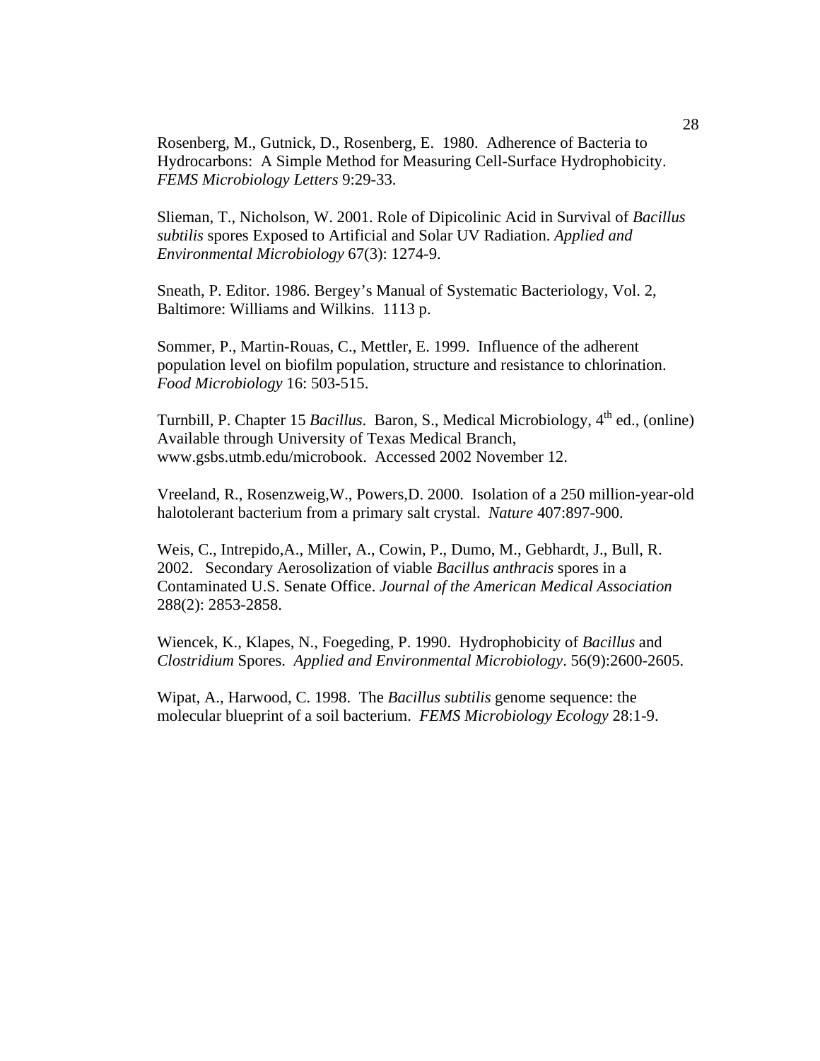Rosenberg, M., Gutnick, D., Rosenberg, E. 1980. Adherence of Bacteria to Hydrocarbons: A Simple Method for Measuring Cell-Surface Hydrophobicity. *FEMS Microbiology Letters* 9:29-33.

Slieman, T., Nicholson, W. 2001. Role of Dipicolinic Acid in Survival of *Bacillus subtilis* spores Exposed to Artificial and Solar UV Radiation. *Applied and Environmental Microbiology* 67(3): 1274-9.

Sneath, P. Editor. 1986. Bergey's Manual of Systematic Bacteriology, Vol. 2, Baltimore: Williams and Wilkins. 1113 p.

Sommer, P., Martin-Rouas, C., Mettler, E. 1999. Influence of the adherent population level on biofilm population, structure and resistance to chlorination. *Food Microbiology* 16: 503-515.

Turnbill, P. Chapter 15 *Bacillus*. Baron, S., Medical Microbiology, 4th ed., (online) Available through University of Texas Medical Branch, www.gsbs.utmb.edu/microbook. Accessed 2002 November 12.

Vreeland, R., Rosenzweig,W., Powers,D. 2000. Isolation of a 250 million-year-old halotolerant bacterium from a primary salt crystal. *Nature* 407:897-900.

Weis, C., Intrepido,A., Miller, A., Cowin, P., Dumo, M., Gebhardt, J., Bull, R. 2002. Secondary Aerosolization of viable *Bacillus anthracis* spores in a Contaminated U.S. Senate Office. *Journal of the American Medical Association* 288(2): 2853-2858.

Wiencek, K., Klapes, N., Foegeding, P. 1990. Hydrophobicity of *Bacillus* and *Clostridium* Spores. *Applied and Environmental Microbiology*. 56(9):2600-2605.

Wipat, A., Harwood, C. 1998. The *Bacillus subtilis* genome sequence: the molecular blueprint of a soil bacterium. *FEMS Microbiology Ecology* 28:1-9.